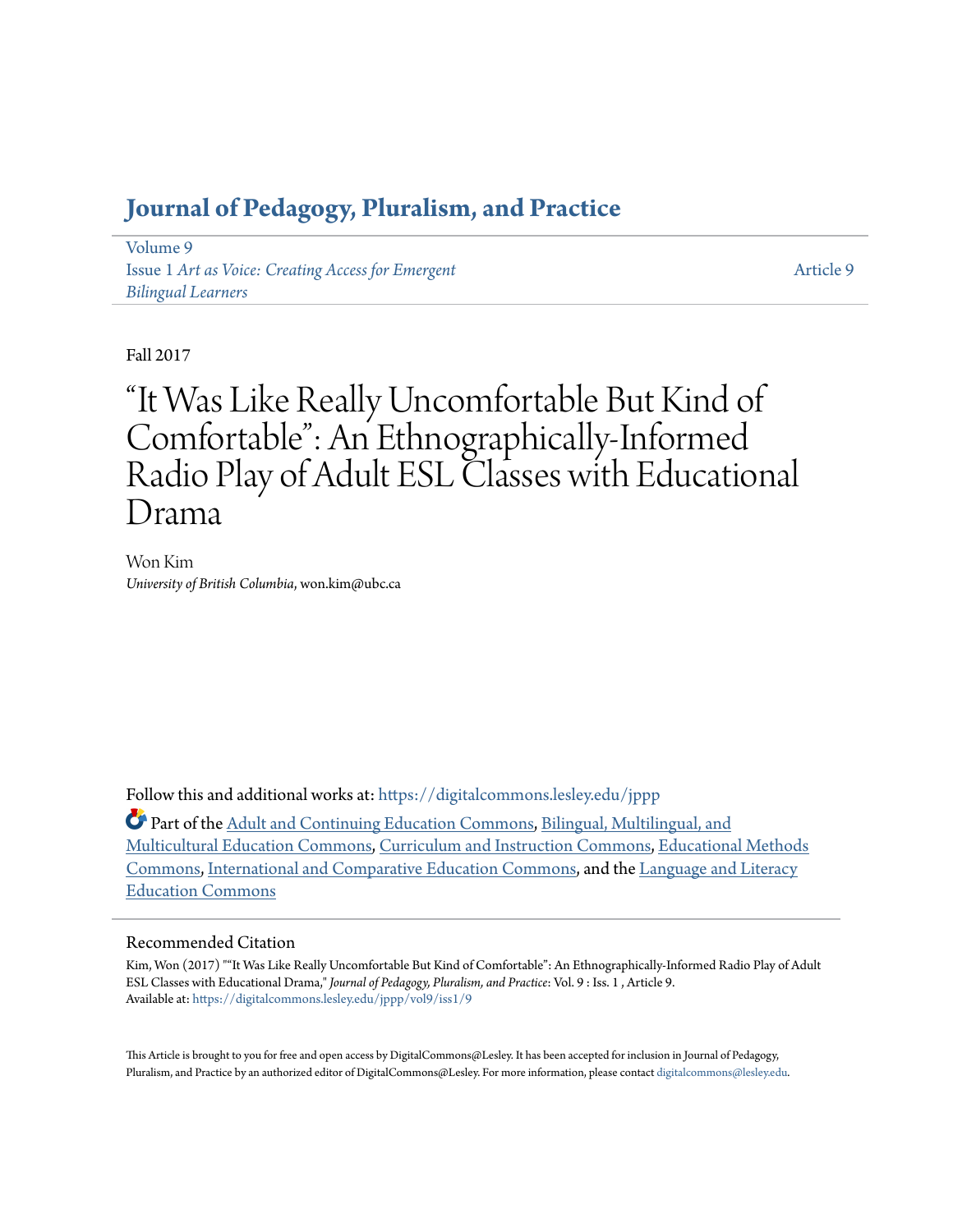# Journal of Pedagogy, Pluralism, and Practice

Volume 9
Issue 1 *Art as Voice: Creating Access for Emergent Bilingual Learners*

Article 9

Fall 2017

# "It Was Like Really Uncomfortable But Kind of Comfortable": An Ethnographically-Informed Radio Play of Adult ESL Classes with Educational Drama

Won Kim
*University of British Columbia*, won.kim@ubc.ca

Follow this and additional works at: https://digitalcommons.lesley.edu/jppp

Part of the Adult and Continuing Education Commons, Bilingual, Multilingual, and Multicultural Education Commons, Curriculum and Instruction Commons, Educational Methods Commons, International and Comparative Education Commons, and the Language and Literacy Education Commons

## Recommended Citation

Kim, Won (2017) ""It Was Like Really Uncomfortable But Kind of Comfortable": An Ethnographically-Informed Radio Play of Adult ESL Classes with Educational Drama," *Journal of Pedagogy, Pluralism, and Practice*: Vol. 9 : Iss. 1 , Article 9.
Available at: https://digitalcommons.lesley.edu/jppp/vol9/iss1/9

This Article is brought to you for free and open access by DigitalCommons@Lesley. It has been accepted for inclusion in Journal of Pedagogy, Pluralism, and Practice by an authorized editor of DigitalCommons@Lesley. For more information, please contact digitalcommons@lesley.edu.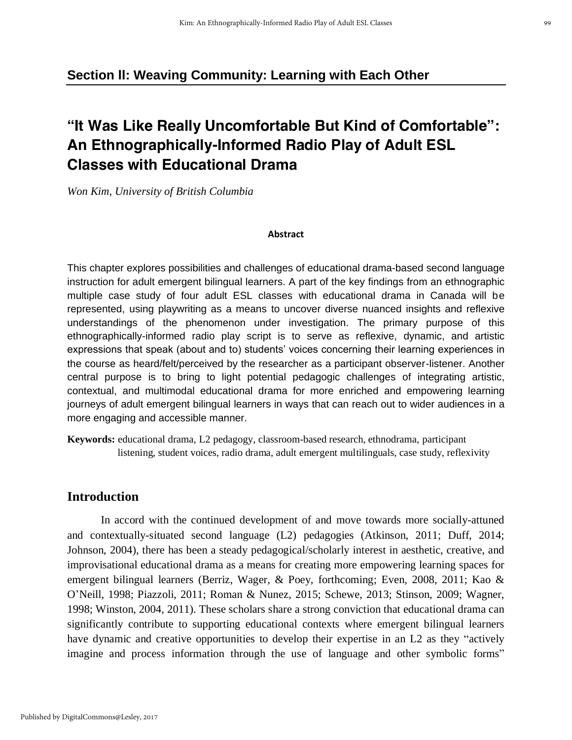## Section II: Weaving Community: Learning with Each Other

# "It Was Like Really Uncomfortable But Kind of Comfortable": An Ethnographically-Informed Radio Play of Adult ESL Classes with Educational Drama

*Won Kim, University of British Columbia*

**Abstract**

This chapter explores possibilities and challenges of educational drama-based second language instruction for adult emergent bilingual learners. A part of the key findings from an ethnographic multiple case study of four adult ESL classes with educational drama in Canada will be represented, using playwriting as a means to uncover diverse nuanced insights and reflexive understandings of the phenomenon under investigation. The primary purpose of this ethnographically-informed radio play script is to serve as reflexive, dynamic, and artistic expressions that speak (about and to) students' voices concerning their learning experiences in the course as heard/felt/perceived by the researcher as a participant observer-listener. Another central purpose is to bring to light potential pedagogic challenges of integrating artistic, contextual, and multimodal educational drama for more enriched and empowering learning journeys of adult emergent bilingual learners in ways that can reach out to wider audiences in a more engaging and accessible manner.

**Keywords:** educational drama, L2 pedagogy, classroom-based research, ethnodrama, participant listening, student voices, radio drama, adult emergent multilinguals, case study, reflexivity

## Introduction

In accord with the continued development of and move towards more socially-attuned and contextually-situated second language (L2) pedagogies (Atkinson, 2011; Duff, 2014; Johnson, 2004), there has been a steady pedagogical/scholarly interest in aesthetic, creative, and improvisational educational drama as a means for creating more empowering learning spaces for emergent bilingual learners (Berriz, Wager, & Poey, forthcoming; Even, 2008, 2011; Kao & O'Neill, 1998; Piazzoli, 2011; Roman & Nunez, 2015; Schewe, 2013; Stinson, 2009; Wagner, 1998; Winston, 2004, 2011). These scholars share a strong conviction that educational drama can significantly contribute to supporting educational contexts where emergent bilingual learners have dynamic and creative opportunities to develop their expertise in an L2 as they "actively imagine and process information through the use of language and other symbolic forms"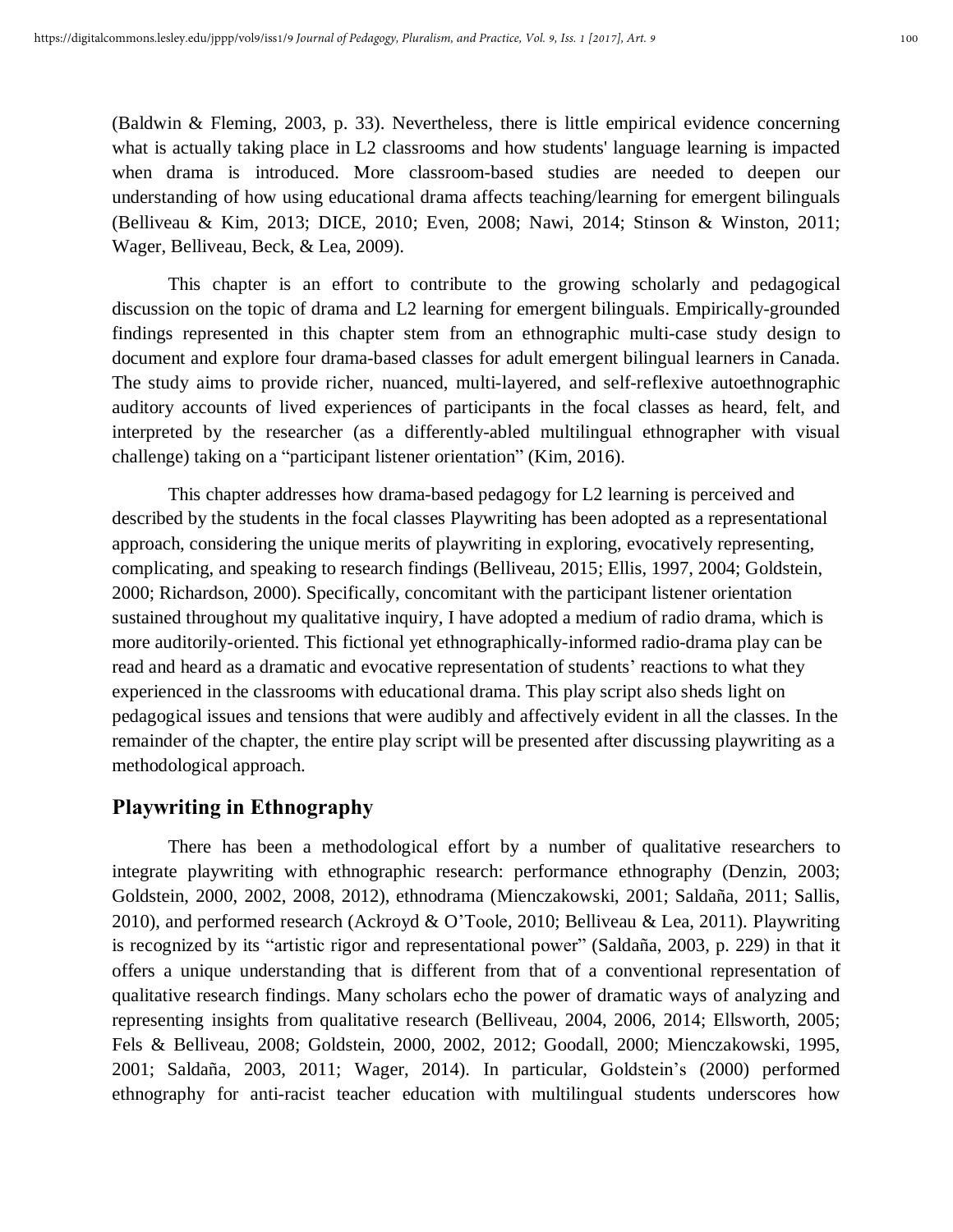(Baldwin & Fleming, 2003, p. 33). Nevertheless, there is little empirical evidence concerning what is actually taking place in L2 classrooms and how students' language learning is impacted when drama is introduced. More classroom-based studies are needed to deepen our understanding of how using educational drama affects teaching/learning for emergent bilinguals (Belliveau & Kim, 2013; DICE, 2010; Even, 2008; Nawi, 2014; Stinson & Winston, 2011; Wager, Belliveau, Beck, & Lea, 2009).

This chapter is an effort to contribute to the growing scholarly and pedagogical discussion on the topic of drama and L2 learning for emergent bilinguals. Empirically-grounded findings represented in this chapter stem from an ethnographic multi-case study design to document and explore four drama-based classes for adult emergent bilingual learners in Canada. The study aims to provide richer, nuanced, multi-layered, and self-reflexive autoethnographic auditory accounts of lived experiences of participants in the focal classes as heard, felt, and interpreted by the researcher (as a differently-abled multilingual ethnographer with visual challenge) taking on a "participant listener orientation" (Kim, 2016).

This chapter addresses how drama-based pedagogy for L2 learning is perceived and described by the students in the focal classes Playwriting has been adopted as a representational approach, considering the unique merits of playwriting in exploring, evocatively representing, complicating, and speaking to research findings (Belliveau, 2015; Ellis, 1997, 2004; Goldstein, 2000; Richardson, 2000). Specifically, concomitant with the participant listener orientation sustained throughout my qualitative inquiry, I have adopted a medium of radio drama, which is more auditorily-oriented. This fictional yet ethnographically-informed radio-drama play can be read and heard as a dramatic and evocative representation of students' reactions to what they experienced in the classrooms with educational drama. This play script also sheds light on pedagogical issues and tensions that were audibly and affectively evident in all the classes. In the remainder of the chapter, the entire play script will be presented after discussing playwriting as a methodological approach.

## Playwriting in Ethnography

There has been a methodological effort by a number of qualitative researchers to integrate playwriting with ethnographic research: performance ethnography (Denzin, 2003; Goldstein, 2000, 2002, 2008, 2012), ethnodrama (Mienczakowski, 2001; Saldaña, 2011; Sallis, 2010), and performed research (Ackroyd & O'Toole, 2010; Belliveau & Lea, 2011). Playwriting is recognized by its "artistic rigor and representational power" (Saldaña, 2003, p. 229) in that it offers a unique understanding that is different from that of a conventional representation of qualitative research findings. Many scholars echo the power of dramatic ways of analyzing and representing insights from qualitative research (Belliveau, 2004, 2006, 2014; Ellsworth, 2005; Fels & Belliveau, 2008; Goldstein, 2000, 2002, 2012; Goodall, 2000; Mienczakowski, 1995, 2001; Saldaña, 2003, 2011; Wager, 2014). In particular, Goldstein's (2000) performed ethnography for anti-racist teacher education with multilingual students underscores how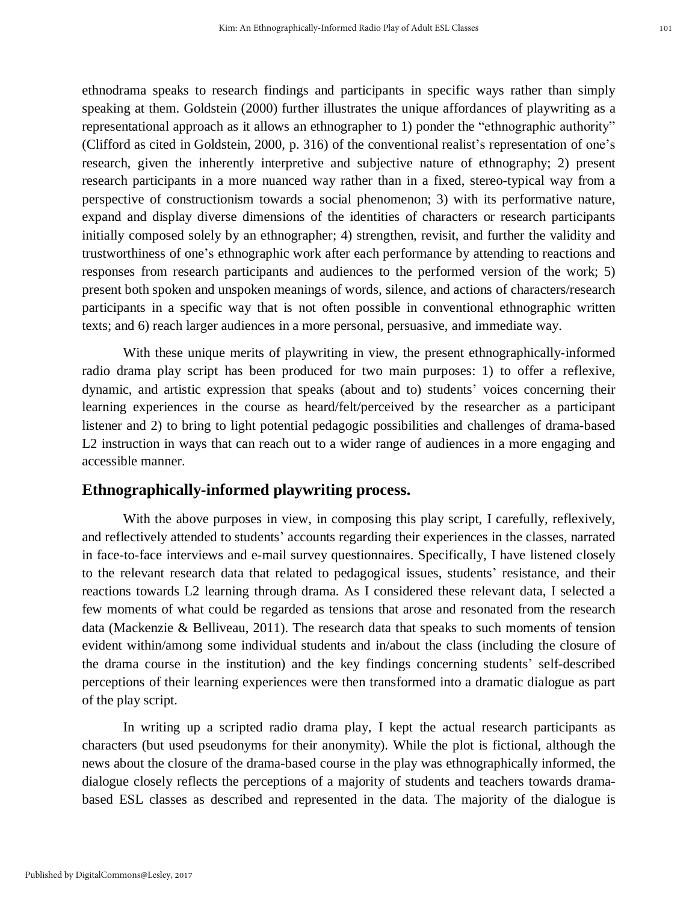ethnodrama speaks to research findings and participants in specific ways rather than simply speaking at them. Goldstein (2000) further illustrates the unique affordances of playwriting as a representational approach as it allows an ethnographer to 1) ponder the "ethnographic authority" (Clifford as cited in Goldstein, 2000, p. 316) of the conventional realist's representation of one's research, given the inherently interpretive and subjective nature of ethnography; 2) present research participants in a more nuanced way rather than in a fixed, stereo-typical way from a perspective of constructionism towards a social phenomenon; 3) with its performative nature, expand and display diverse dimensions of the identities of characters or research participants initially composed solely by an ethnographer; 4) strengthen, revisit, and further the validity and trustworthiness of one's ethnographic work after each performance by attending to reactions and responses from research participants and audiences to the performed version of the work; 5) present both spoken and unspoken meanings of words, silence, and actions of characters/research participants in a specific way that is not often possible in conventional ethnographic written texts; and 6) reach larger audiences in a more personal, persuasive, and immediate way.

With these unique merits of playwriting in view, the present ethnographically-informed radio drama play script has been produced for two main purposes: 1) to offer a reflexive, dynamic, and artistic expression that speaks (about and to) students' voices concerning their learning experiences in the course as heard/felt/perceived by the researcher as a participant listener and 2) to bring to light potential pedagogic possibilities and challenges of drama-based L2 instruction in ways that can reach out to a wider range of audiences in a more engaging and accessible manner.

## Ethnographically-informed playwriting process.

With the above purposes in view, in composing this play script, I carefully, reflexively, and reflectively attended to students' accounts regarding their experiences in the classes, narrated in face-to-face interviews and e-mail survey questionnaires. Specifically, I have listened closely to the relevant research data that related to pedagogical issues, students' resistance, and their reactions towards L2 learning through drama. As I considered these relevant data, I selected a few moments of what could be regarded as tensions that arose and resonated from the research data (Mackenzie & Belliveau, 2011). The research data that speaks to such moments of tension evident within/among some individual students and in/about the class (including the closure of the drama course in the institution) and the key findings concerning students' self-described perceptions of their learning experiences were then transformed into a dramatic dialogue as part of the play script.

In writing up a scripted radio drama play, I kept the actual research participants as characters (but used pseudonyms for their anonymity). While the plot is fictional, although the news about the closure of the drama-based course in the play was ethnographically informed, the dialogue closely reflects the perceptions of a majority of students and teachers towards drama-based ESL classes as described and represented in the data. The majority of the dialogue is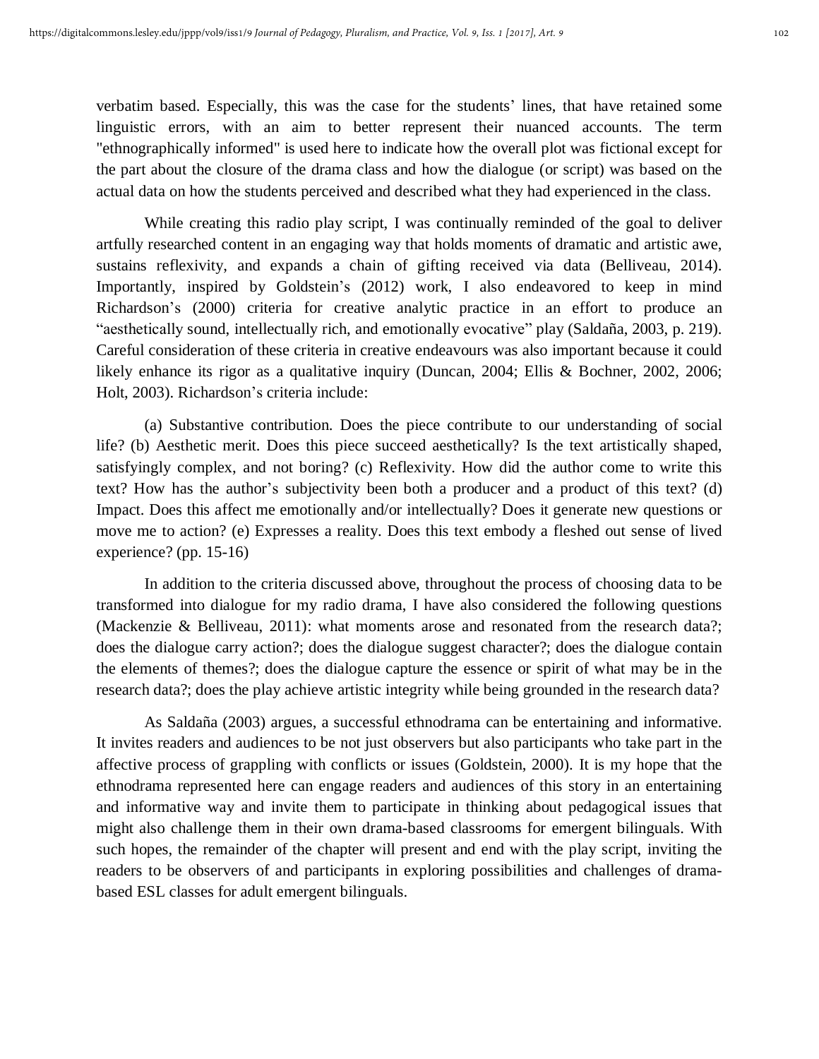verbatim based. Especially, this was the case for the students' lines, that have retained some linguistic errors, with an aim to better represent their nuanced accounts. The term "ethnographically informed" is used here to indicate how the overall plot was fictional except for the part about the closure of the drama class and how the dialogue (or script) was based on the actual data on how the students perceived and described what they had experienced in the class.

While creating this radio play script, I was continually reminded of the goal to deliver artfully researched content in an engaging way that holds moments of dramatic and artistic awe, sustains reflexivity, and expands a chain of gifting received via data (Belliveau, 2014). Importantly, inspired by Goldstein's (2012) work, I also endeavored to keep in mind Richardson's (2000) criteria for creative analytic practice in an effort to produce an "aesthetically sound, intellectually rich, and emotionally evocative" play (Saldaña, 2003, p. 219). Careful consideration of these criteria in creative endeavours was also important because it could likely enhance its rigor as a qualitative inquiry (Duncan, 2004; Ellis & Bochner, 2002, 2006; Holt, 2003). Richardson's criteria include:

> (a) Substantive contribution. Does the piece contribute to our understanding of social life? (b) Aesthetic merit. Does this piece succeed aesthetically? Is the text artistically shaped, satisfyingly complex, and not boring? (c) Reflexivity. How did the author come to write this text? How has the author's subjectivity been both a producer and a product of this text? (d) Impact. Does this affect me emotionally and/or intellectually? Does it generate new questions or move me to action? (e) Expresses a reality. Does this text embody a fleshed out sense of lived experience? (pp. 15-16)

In addition to the criteria discussed above, throughout the process of choosing data to be transformed into dialogue for my radio drama, I have also considered the following questions (Mackenzie & Belliveau, 2011): what moments arose and resonated from the research data?; does the dialogue carry action?; does the dialogue suggest character?; does the dialogue contain the elements of themes?; does the dialogue capture the essence or spirit of what may be in the research data?; does the play achieve artistic integrity while being grounded in the research data?

As Saldaña (2003) argues, a successful ethnodrama can be entertaining and informative. It invites readers and audiences to be not just observers but also participants who take part in the affective process of grappling with conflicts or issues (Goldstein, 2000). It is my hope that the ethnodrama represented here can engage readers and audiences of this story in an entertaining and informative way and invite them to participate in thinking about pedagogical issues that might also challenge them in their own drama-based classrooms for emergent bilinguals. With such hopes, the remainder of the chapter will present and end with the play script, inviting the readers to be observers of and participants in exploring possibilities and challenges of drama-based ESL classes for adult emergent bilinguals.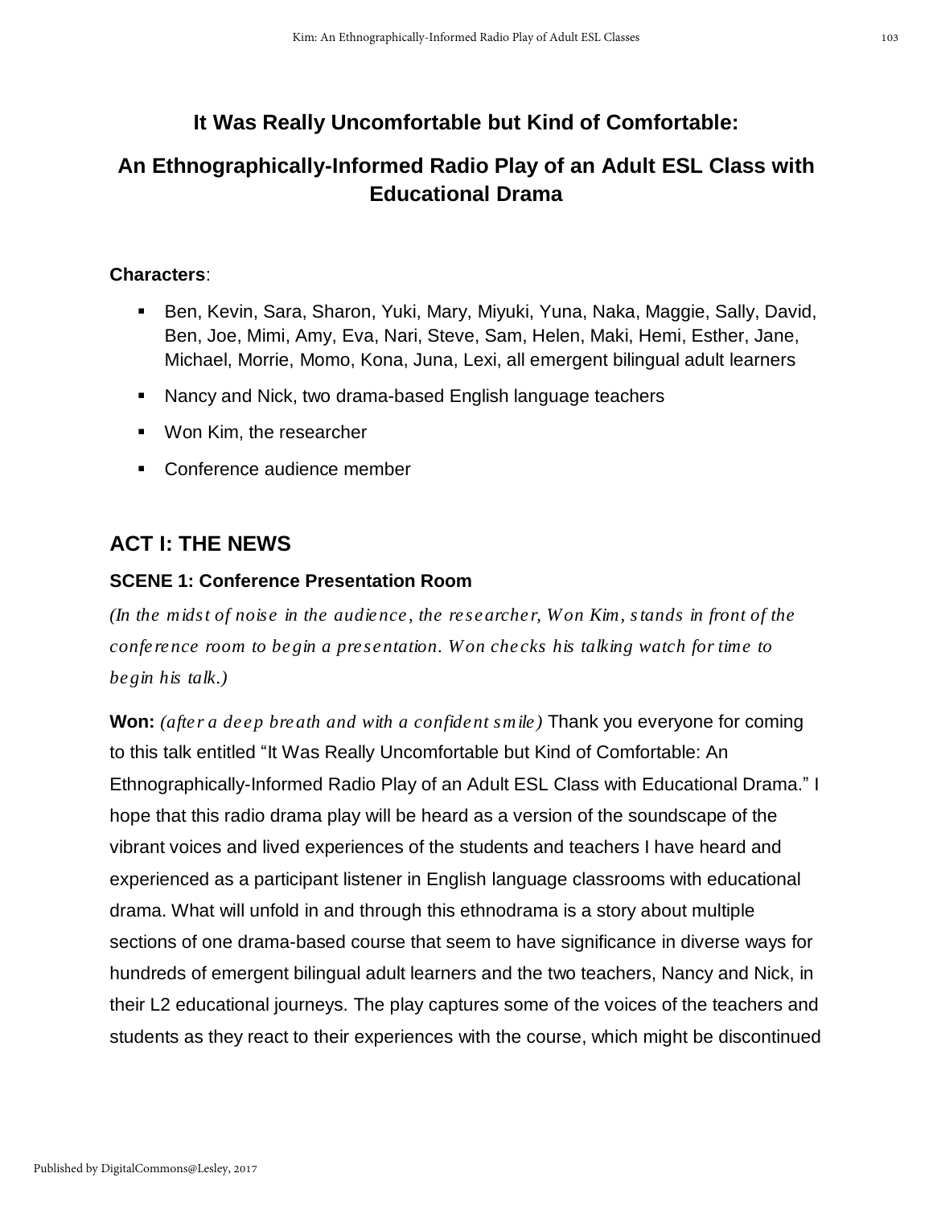# It Was Really Uncomfortable but Kind of Comfortable:

# An Ethnographically-Informed Radio Play of an Adult ESL Class with Educational Drama

**Characters**:

- Ben, Kevin, Sara, Sharon, Yuki, Mary, Miyuki, Yuna, Naka, Maggie, Sally, David, Ben, Joe, Mimi, Amy, Eva, Nari, Steve, Sam, Helen, Maki, Hemi, Esther, Jane, Michael, Morrie, Momo, Kona, Juna, Lexi, all emergent bilingual adult learners
- Nancy and Nick, two drama-based English language teachers
- Won Kim, the researcher
- Conference audience member

## ACT I: THE NEWS

### SCENE 1: Conference Presentation Room

*(In the midst of noise in the audience, the researcher, Won Kim, stands in front of the conference room to begin a presentation. Won checks his talking watch for time to begin his talk.)*

**Won:** *(after a deep breath and with a confident smile)* Thank you everyone for coming to this talk entitled "It Was Really Uncomfortable but Kind of Comfortable: An Ethnographically-Informed Radio Play of an Adult ESL Class with Educational Drama." I hope that this radio drama play will be heard as a version of the soundscape of the vibrant voices and lived experiences of the students and teachers I have heard and experienced as a participant listener in English language classrooms with educational drama. What will unfold in and through this ethnodrama is a story about multiple sections of one drama-based course that seem to have significance in diverse ways for hundreds of emergent bilingual adult learners and the two teachers, Nancy and Nick, in their L2 educational journeys. The play captures some of the voices of the teachers and students as they react to their experiences with the course, which might be discontinued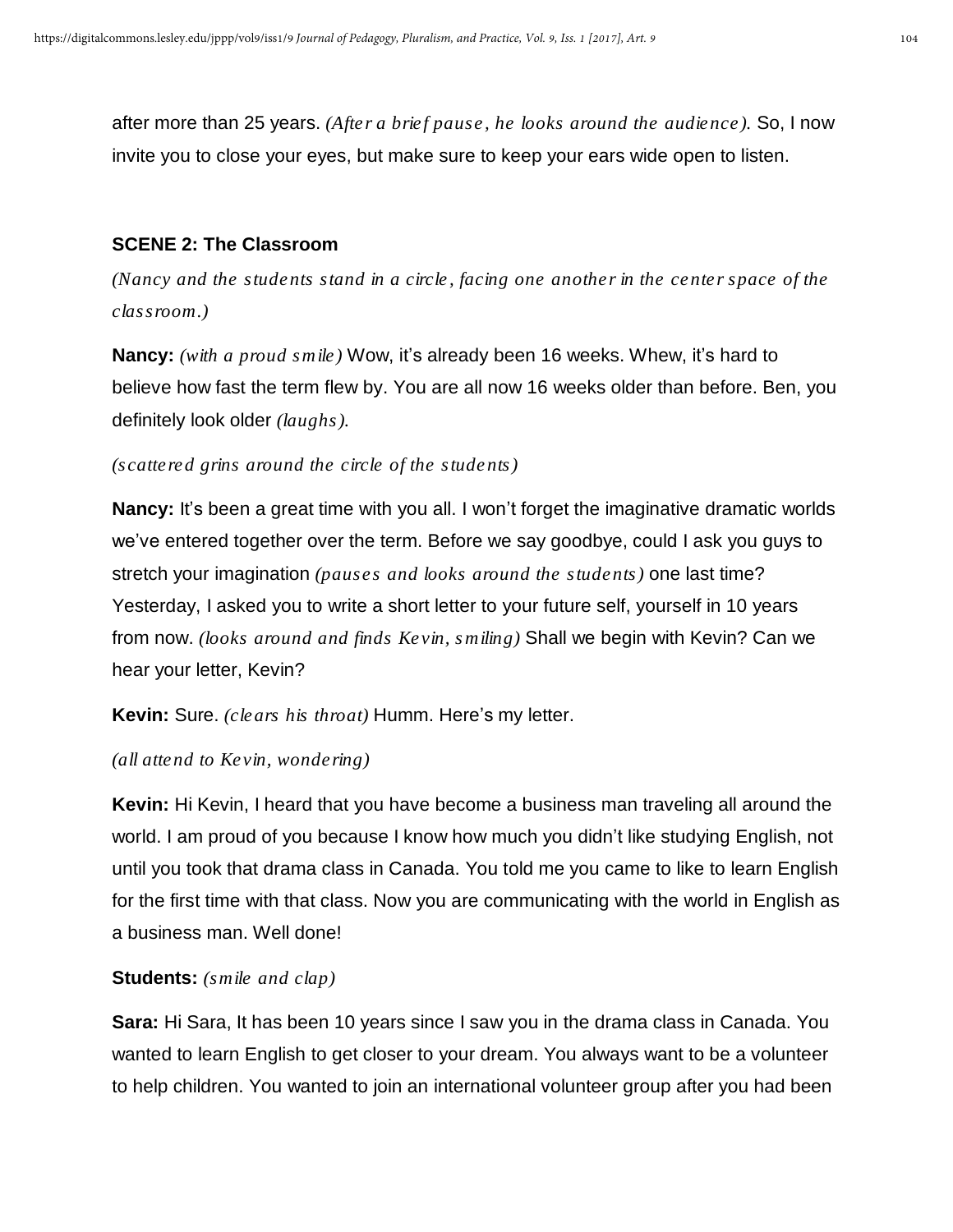after more than 25 years. *(After a brief pause, he looks around the audience).* So, I now invite you to close your eyes, but make sure to keep your ears wide open to listen.

### SCENE 2: The Classroom

*(Nancy and the students stand in a circle, facing one another in the center space of the classroom.)*

**Nancy:** *(with a proud smile)* Wow, it's already been 16 weeks. Whew, it's hard to believe how fast the term flew by. You are all now 16 weeks older than before. Ben, you definitely look older *(laughs)*.

*(scattered grins around the circle of the students)*

**Nancy:** It's been a great time with you all. I won't forget the imaginative dramatic worlds we've entered together over the term. Before we say goodbye, could I ask you guys to stretch your imagination *(pauses and looks around the students)* one last time? Yesterday, I asked you to write a short letter to your future self, yourself in 10 years from now. *(looks around and finds Kevin, smiling)* Shall we begin with Kevin? Can we hear your letter, Kevin?

**Kevin:** Sure. *(clears his throat)* Humm. Here's my letter.

*(all attend to Kevin, wondering)*

**Kevin:** Hi Kevin, I heard that you have become a business man traveling all around the world. I am proud of you because I know how much you didn't like studying English, not until you took that drama class in Canada. You told me you came to like to learn English for the first time with that class. Now you are communicating with the world in English as a business man. Well done!

**Students:** *(smile and clap)*

**Sara:** Hi Sara, It has been 10 years since I saw you in the drama class in Canada. You wanted to learn English to get closer to your dream. You always want to be a volunteer to help children. You wanted to join an international volunteer group after you had been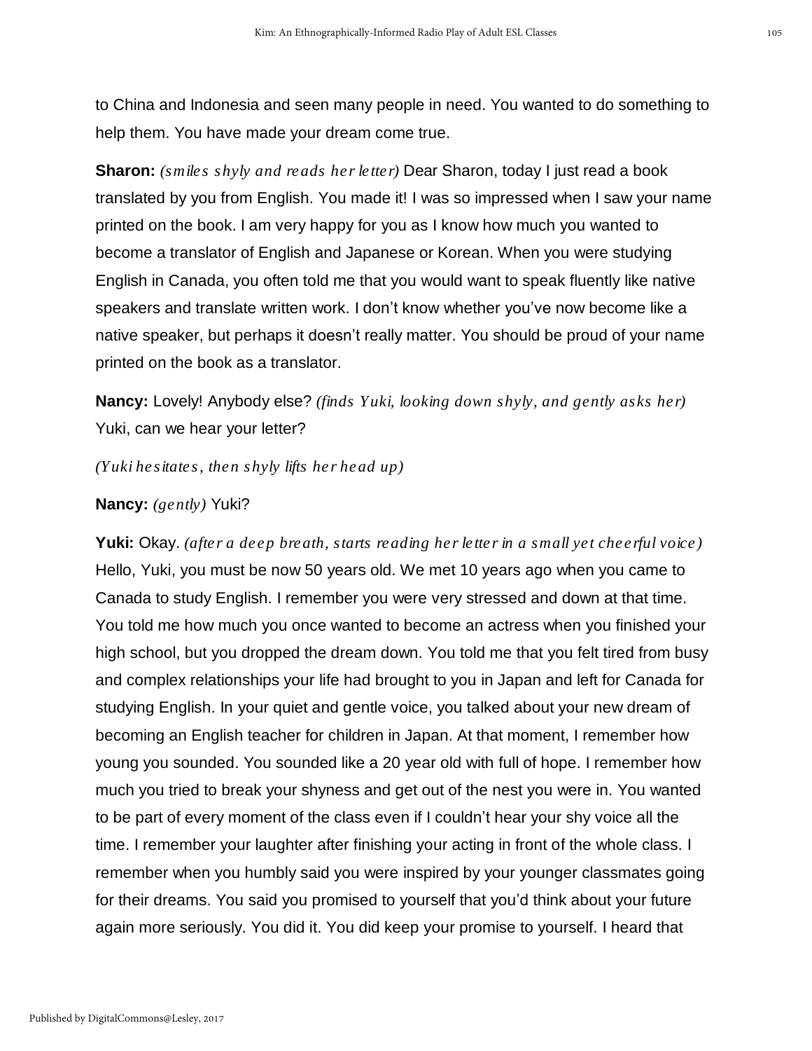to China and Indonesia and seen many people in need. You wanted to do something to help them. You have made your dream come true.

**Sharon:** *(smiles shyly and reads her letter)* Dear Sharon, today I just read a book translated by you from English. You made it! I was so impressed when I saw your name printed on the book. I am very happy for you as I know how much you wanted to become a translator of English and Japanese or Korean. When you were studying English in Canada, you often told me that you would want to speak fluently like native speakers and translate written work. I don't know whether you've now become like a native speaker, but perhaps it doesn't really matter. You should be proud of your name printed on the book as a translator.

**Nancy:** Lovely! Anybody else? *(finds Yuki, looking down shyly, and gently asks her)* Yuki, can we hear your letter?

*(Yuki hesitates, then shyly lifts her head up)*

**Nancy:** *(gently)* Yuki?

**Yuki:** Okay. *(after a deep breath, starts reading her letter in a small yet cheerful voice)* Hello, Yuki, you must be now 50 years old. We met 10 years ago when you came to Canada to study English. I remember you were very stressed and down at that time. You told me how much you once wanted to become an actress when you finished your high school, but you dropped the dream down. You told me that you felt tired from busy and complex relationships your life had brought to you in Japan and left for Canada for studying English. In your quiet and gentle voice, you talked about your new dream of becoming an English teacher for children in Japan. At that moment, I remember how young you sounded. You sounded like a 20 year old with full of hope. I remember how much you tried to break your shyness and get out of the nest you were in. You wanted to be part of every moment of the class even if I couldn't hear your shy voice all the time. I remember your laughter after finishing your acting in front of the whole class. I remember when you humbly said you were inspired by your younger classmates going for their dreams. You said you promised to yourself that you'd think about your future again more seriously. You did it. You did keep your promise to yourself. I heard that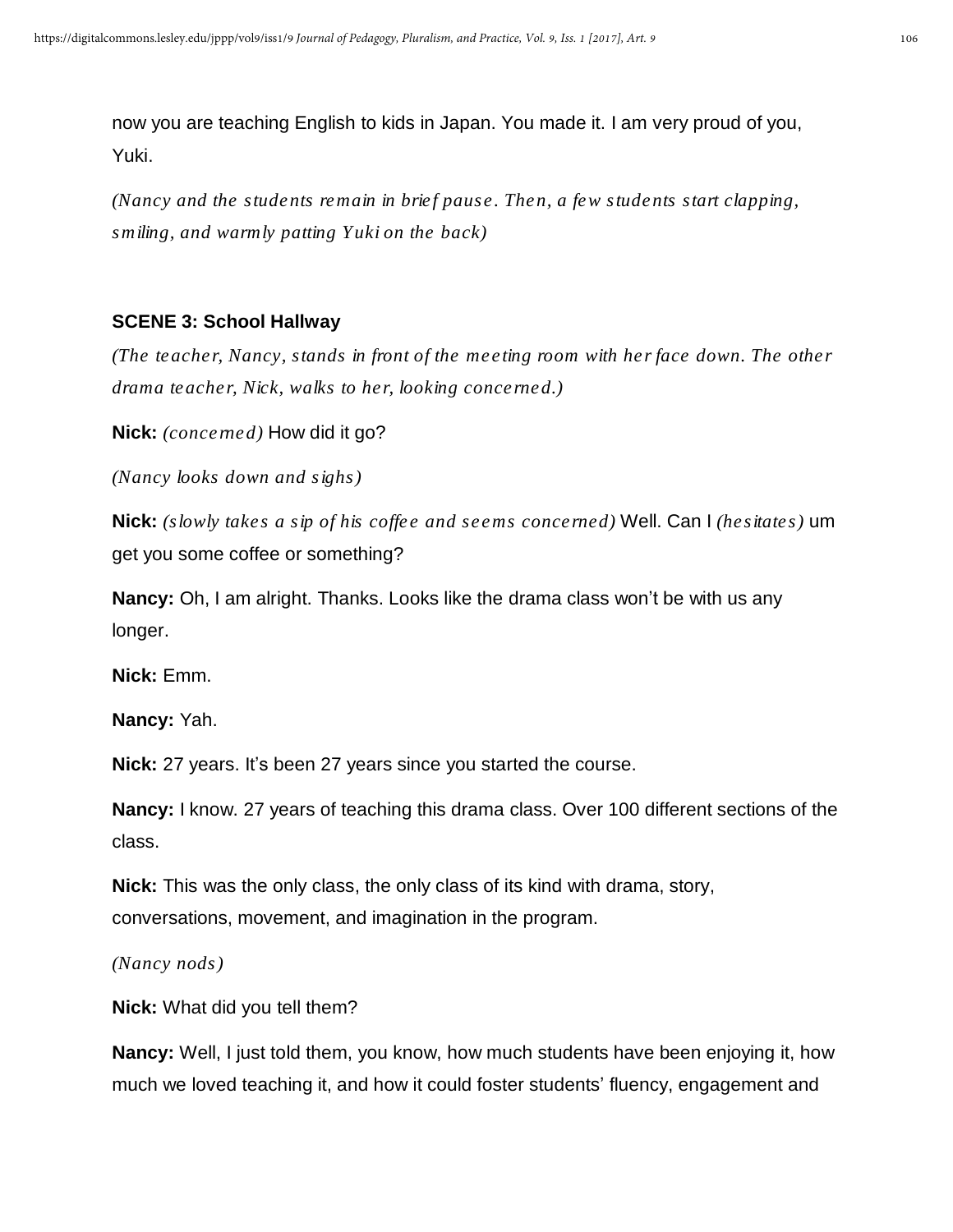now you are teaching English to kids in Japan. You made it. I am very proud of you, Yuki.

*(Nancy and the students remain in brief pause. Then, a few students start clapping, smiling, and warmly patting Yuki on the back)*

**SCENE 3: School Hallway**

*(The teacher, Nancy, stands in front of the meeting room with her face down. The other drama teacher, Nick, walks to her, looking concerned.)*

**Nick:** *(concerned)* How did it go?

*(Nancy looks down and sighs)*

**Nick:** *(slowly takes a sip of his coffee and seems concerned)* Well. Can I *(hesitates)* um get you some coffee or something?

**Nancy:** Oh, I am alright. Thanks. Looks like the drama class won't be with us any longer.

**Nick:** Emm.

**Nancy:** Yah.

**Nick:** 27 years. It's been 27 years since you started the course.

**Nancy:** I know. 27 years of teaching this drama class. Over 100 different sections of the class.

**Nick:** This was the only class, the only class of its kind with drama, story, conversations, movement, and imagination in the program.

*(Nancy nods)*

**Nick:** What did you tell them?

**Nancy:** Well, I just told them, you know, how much students have been enjoying it, how much we loved teaching it, and how it could foster students' fluency, engagement and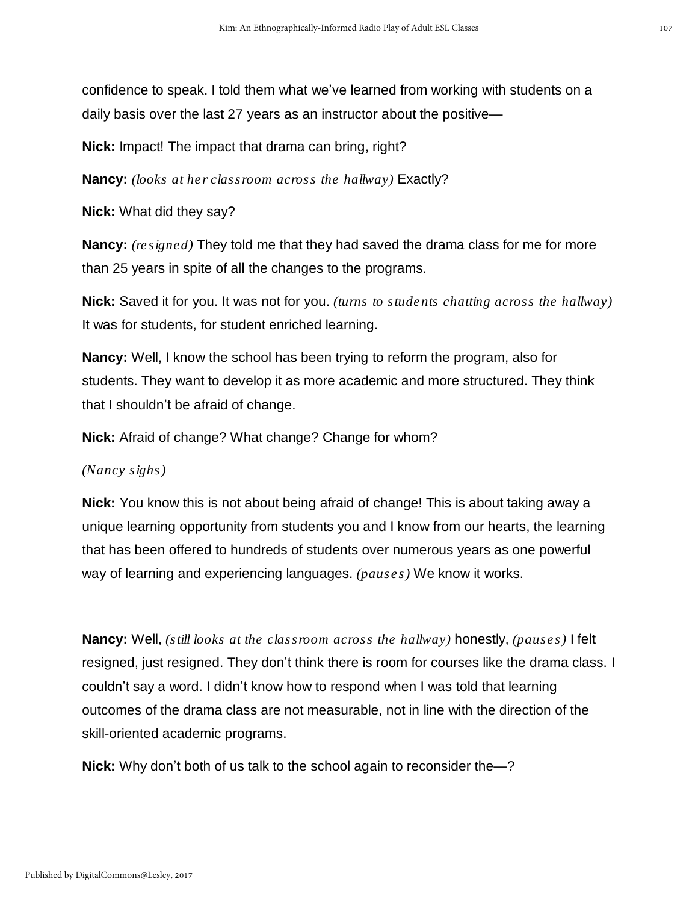confidence to speak. I told them what we've learned from working with students on a daily basis over the last 27 years as an instructor about the positive—

**Nick:** Impact! The impact that drama can bring, right?

**Nancy:** *(looks at her classroom across the hallway)* Exactly?

**Nick:** What did they say?

**Nancy:** *(resigned)* They told me that they had saved the drama class for me for more than 25 years in spite of all the changes to the programs.

**Nick:** Saved it for you. It was not for you. *(turns to students chatting across the hallway)* It was for students, for student enriched learning.

**Nancy:** Well, I know the school has been trying to reform the program, also for students. They want to develop it as more academic and more structured. They think that I shouldn't be afraid of change.

**Nick:** Afraid of change? What change? Change for whom?

*(Nancy sighs)*

**Nick:** You know this is not about being afraid of change! This is about taking away a unique learning opportunity from students you and I know from our hearts, the learning that has been offered to hundreds of students over numerous years as one powerful way of learning and experiencing languages. *(pauses)* We know it works.

**Nancy:** Well, *(still looks at the classroom across the hallway)* honestly, *(pauses)* I felt resigned, just resigned. They don't think there is room for courses like the drama class. I couldn't say a word. I didn't know how to respond when I was told that learning outcomes of the drama class are not measurable, not in line with the direction of the skill-oriented academic programs.

**Nick:** Why don't both of us talk to the school again to reconsider the—?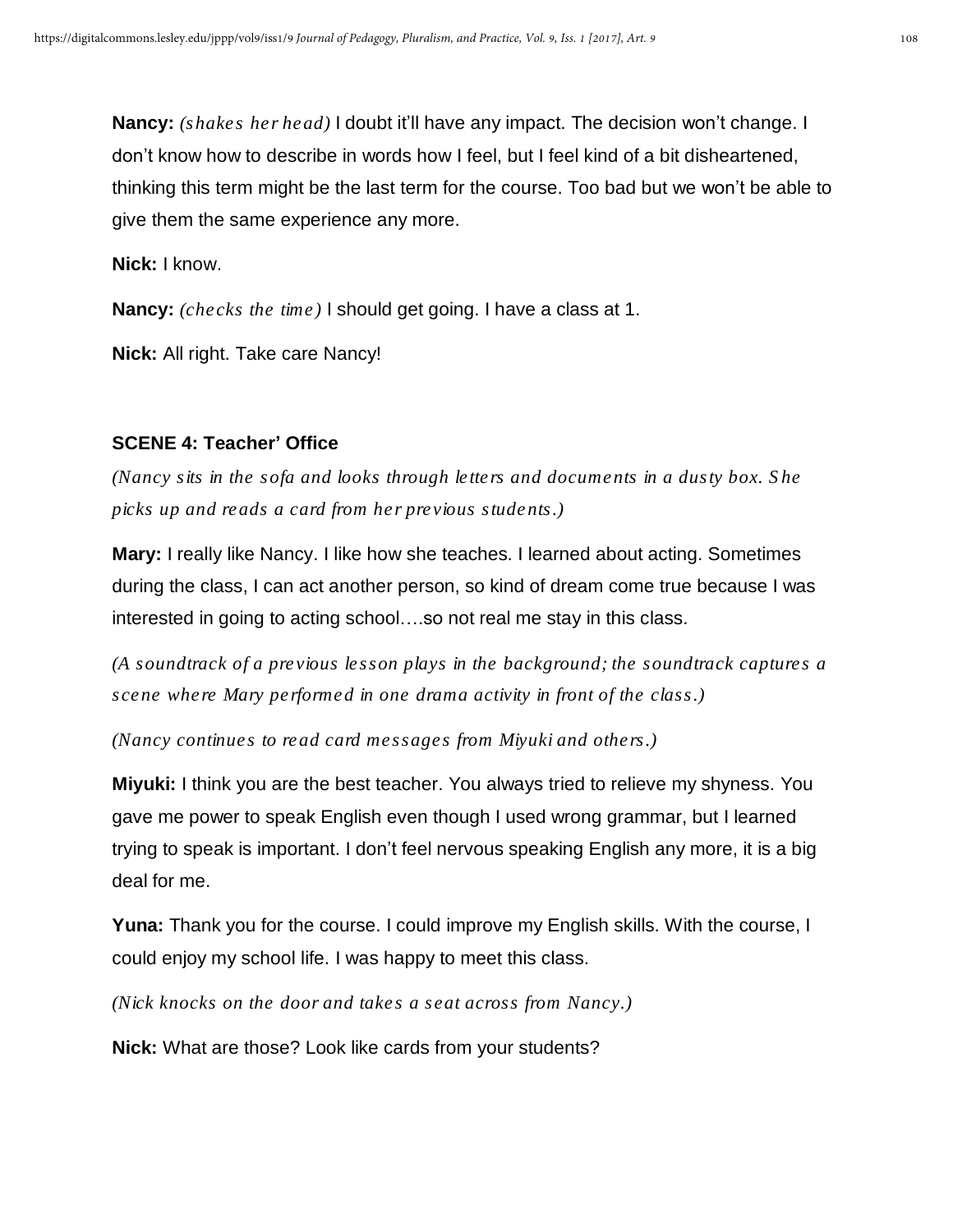**Nancy:** *(shakes her head)* I doubt it'll have any impact. The decision won't change. I don't know how to describe in words how I feel, but I feel kind of a bit disheartened, thinking this term might be the last term for the course. Too bad but we won't be able to give them the same experience any more.

**Nick:** I know.

**Nancy:** *(checks the time)* I should get going. I have a class at 1.

**Nick:** All right. Take care Nancy!

### SCENE 4: Teacher' Office

*(Nancy sits in the sofa and looks through letters and documents in a dusty box. She picks up and reads a card from her previous students.)*

**Mary:** I really like Nancy. I like how she teaches. I learned about acting. Sometimes during the class, I can act another person, so kind of dream come true because I was interested in going to acting school….so not real me stay in this class.

*(A soundtrack of a previous lesson plays in the background; the soundtrack captures a scene where Mary performed in one drama activity in front of the class.)*

*(Nancy continues to read card messages from Miyuki and others.)*

**Miyuki:** I think you are the best teacher. You always tried to relieve my shyness. You gave me power to speak English even though I used wrong grammar, but I learned trying to speak is important. I don't feel nervous speaking English any more, it is a big deal for me.

**Yuna:** Thank you for the course. I could improve my English skills. With the course, I could enjoy my school life. I was happy to meet this class.

*(Nick knocks on the door and takes a seat across from Nancy.)*

**Nick:** What are those? Look like cards from your students?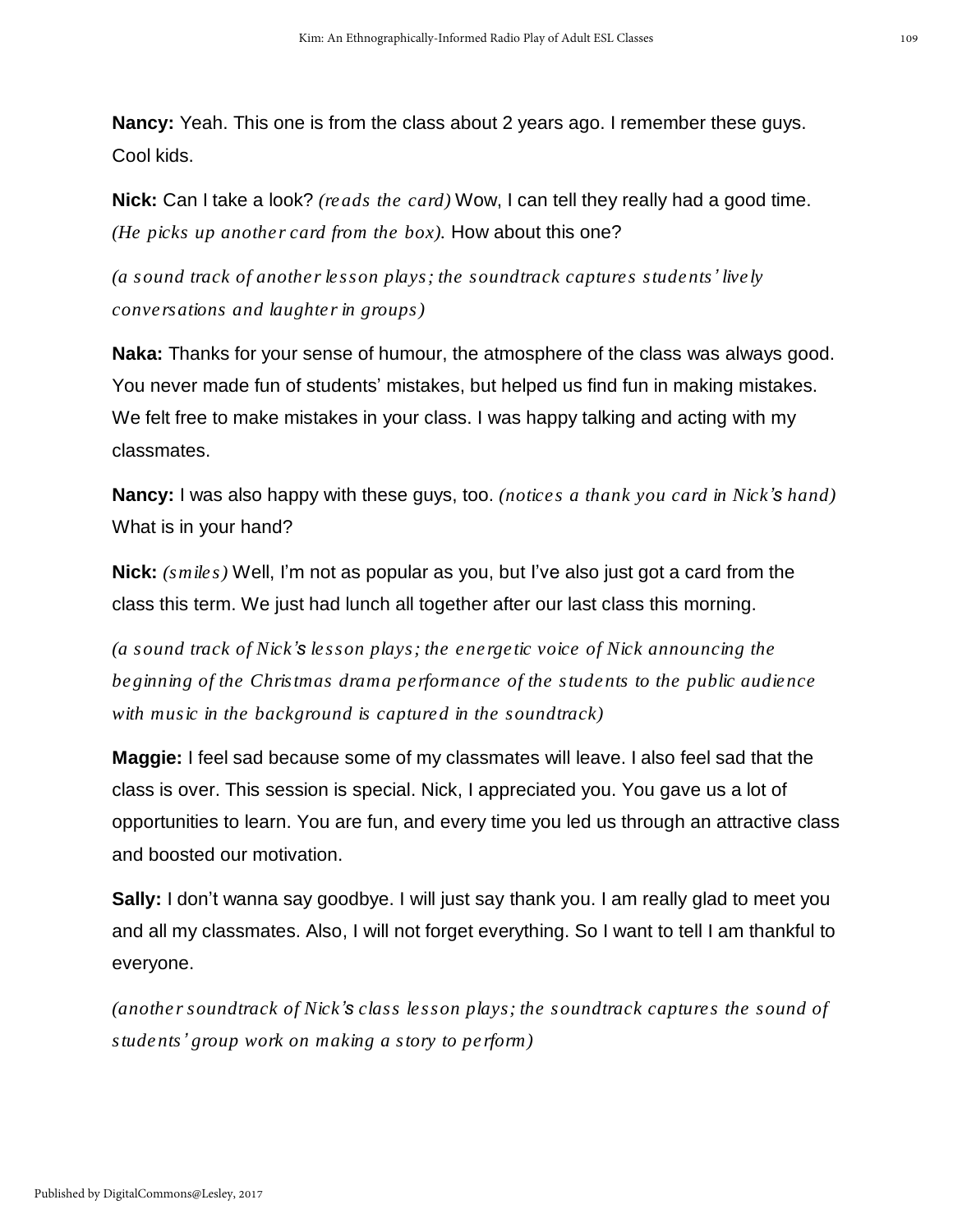**Nancy:** Yeah. This one is from the class about 2 years ago. I remember these guys. Cool kids.

**Nick:** Can I take a look? *(reads the card)* Wow, I can tell they really had a good time. *(He picks up another card from the box).* How about this one?

*(a sound track of another lesson plays; the soundtrack captures students' lively conversations and laughter in groups)*

**Naka:** Thanks for your sense of humour, the atmosphere of the class was always good. You never made fun of students' mistakes, but helped us find fun in making mistakes. We felt free to make mistakes in your class. I was happy talking and acting with my classmates.

**Nancy:** I was also happy with these guys, too. *(notices a thank you card in Nick's hand)* What is in your hand?

**Nick:** *(smiles)* Well, I'm not as popular as you, but I've also just got a card from the class this term. We just had lunch all together after our last class this morning.

*(a sound track of Nick's lesson plays; the energetic voice of Nick announcing the beginning of the Christmas drama performance of the students to the public audience with music in the background is captured in the soundtrack)*

**Maggie:** I feel sad because some of my classmates will leave. I also feel sad that the class is over. This session is special. Nick, I appreciated you. You gave us a lot of opportunities to learn. You are fun, and every time you led us through an attractive class and boosted our motivation.

**Sally:** I don't wanna say goodbye. I will just say thank you. I am really glad to meet you and all my classmates. Also, I will not forget everything. So I want to tell I am thankful to everyone.

*(another soundtrack of Nick's class lesson plays; the soundtrack captures the sound of students' group work on making a story to perform)*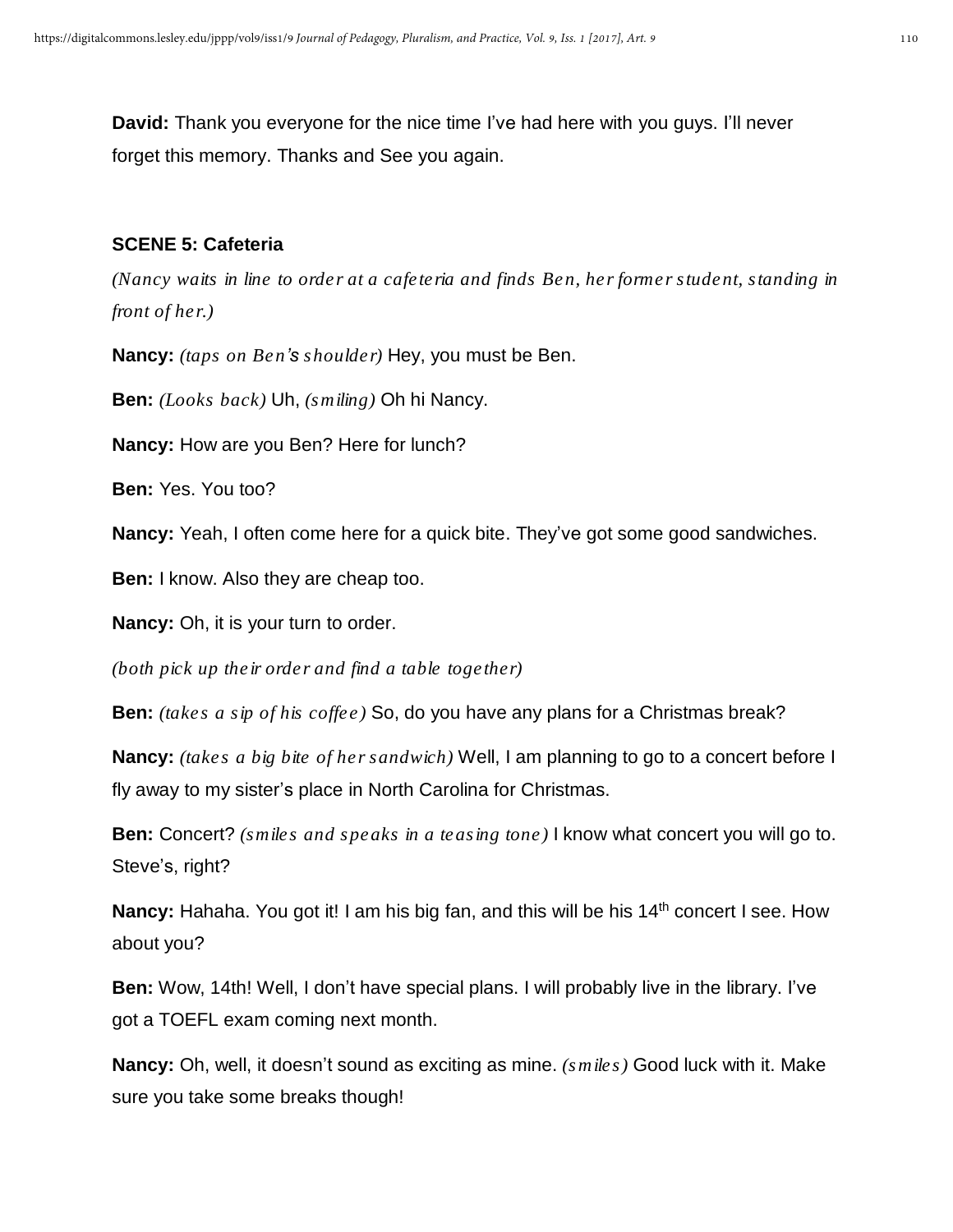**David:** Thank you everyone for the nice time I've had here with you guys. I'll never forget this memory. Thanks and See you again.

**SCENE 5: Cafeteria**

*(Nancy waits in line to order at a cafeteria and finds Ben, her former student, standing in front of her.)*

**Nancy:** *(taps on Ben's shoulder)* Hey, you must be Ben.

**Ben:** *(Looks back)* Uh, *(smiling)* Oh hi Nancy.

**Nancy:** How are you Ben? Here for lunch?

**Ben:** Yes. You too?

**Nancy:** Yeah, I often come here for a quick bite. They've got some good sandwiches.

**Ben:** I know. Also they are cheap too.

**Nancy:** Oh, it is your turn to order.

*(both pick up their order and find a table together)*

**Ben:** *(takes a sip of his coffee)* So, do you have any plans for a Christmas break?

**Nancy:** *(takes a big bite of her sandwich)* Well, I am planning to go to a concert before I fly away to my sister's place in North Carolina for Christmas.

**Ben:** Concert? *(smiles and speaks in a teasing tone)* I know what concert you will go to. Steve's, right?

**Nancy:** Hahaha. You got it! I am his big fan, and this will be his 14th concert I see. How about you?

**Ben:** Wow, 14th! Well, I don't have special plans. I will probably live in the library. I've got a TOEFL exam coming next month.

**Nancy:** Oh, well, it doesn't sound as exciting as mine. *(smiles)* Good luck with it. Make sure you take some breaks though!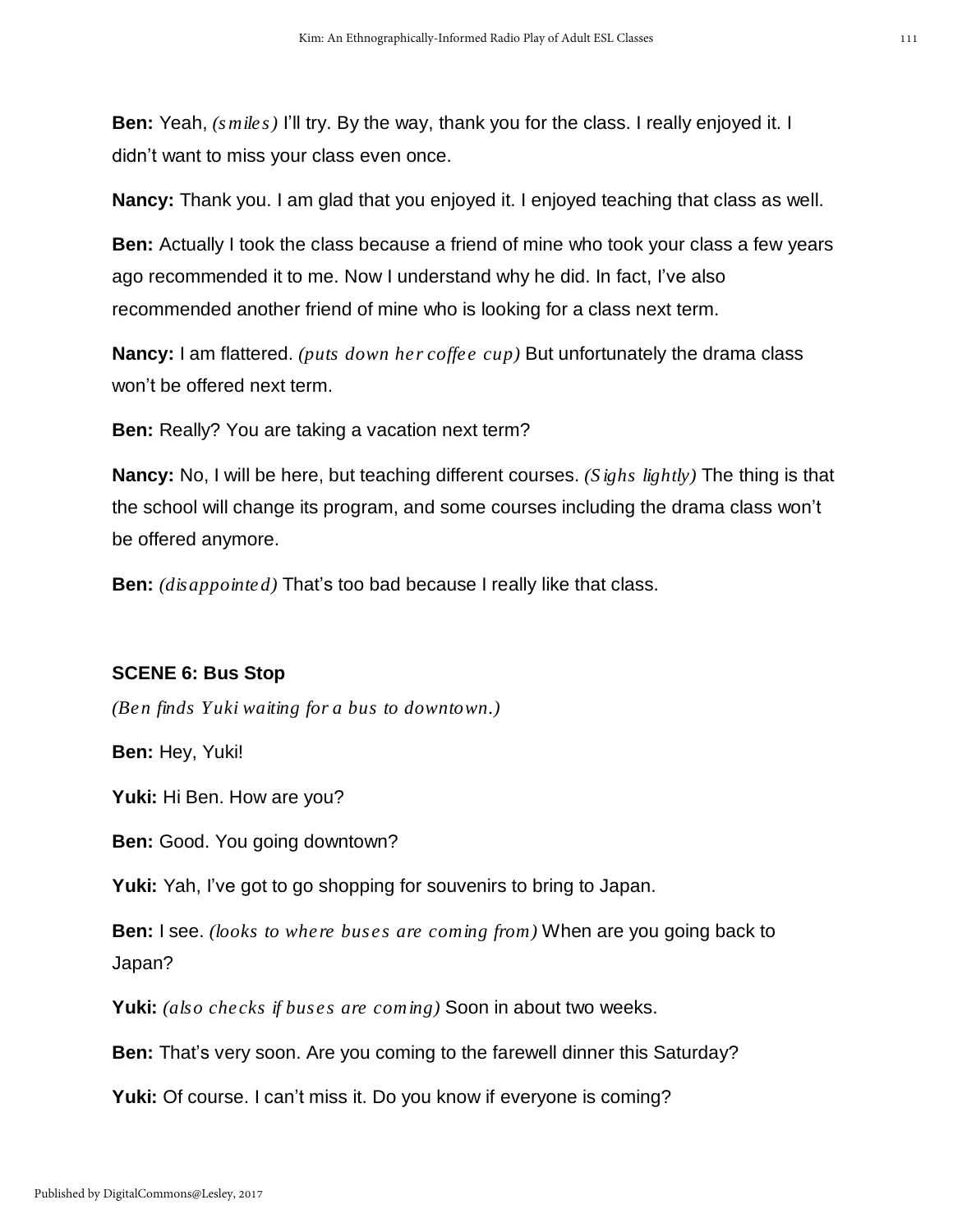**Ben:** Yeah, *(smiles)* I'll try. By the way, thank you for the class. I really enjoyed it. I didn't want to miss your class even once.

**Nancy:** Thank you. I am glad that you enjoyed it. I enjoyed teaching that class as well.

**Ben:** Actually I took the class because a friend of mine who took your class a few years ago recommended it to me. Now I understand why he did. In fact, I've also recommended another friend of mine who is looking for a class next term.

**Nancy:** I am flattered. *(puts down her coffee cup)* But unfortunately the drama class won't be offered next term.

**Ben:** Really? You are taking a vacation next term?

**Nancy:** No, I will be here, but teaching different courses. *(Sighs lightly)* The thing is that the school will change its program, and some courses including the drama class won't be offered anymore.

**Ben:** *(disappointed)* That's too bad because I really like that class.

### SCENE 6: Bus Stop

*(Ben finds Yuki waiting for a bus to downtown.)*

**Ben:** Hey, Yuki!

**Yuki:** Hi Ben. How are you?

**Ben:** Good. You going downtown?

**Yuki:** Yah, I've got to go shopping for souvenirs to bring to Japan.

**Ben:** I see. *(looks to where buses are coming from)* When are you going back to Japan?

**Yuki:** *(also checks if buses are coming)* Soon in about two weeks.

**Ben:** That's very soon. Are you coming to the farewell dinner this Saturday?

**Yuki:** Of course. I can't miss it. Do you know if everyone is coming?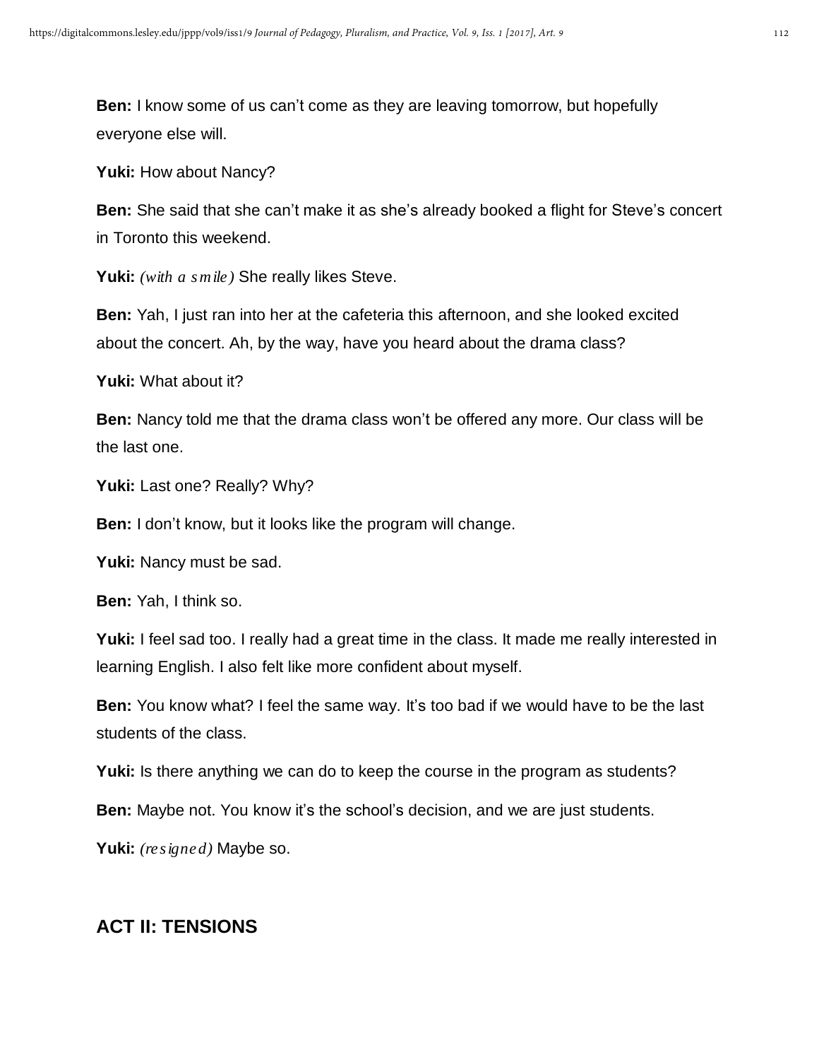**Ben:** I know some of us can't come as they are leaving tomorrow, but hopefully everyone else will.

**Yuki:** How about Nancy?

**Ben:** She said that she can't make it as she's already booked a flight for Steve's concert in Toronto this weekend.

**Yuki:** *(with a smile)* She really likes Steve.

**Ben:** Yah, I just ran into her at the cafeteria this afternoon, and she looked excited about the concert. Ah, by the way, have you heard about the drama class?

**Yuki:** What about it?

**Ben:** Nancy told me that the drama class won't be offered any more. Our class will be the last one.

**Yuki:** Last one? Really? Why?

**Ben:** I don't know, but it looks like the program will change.

**Yuki:** Nancy must be sad.

**Ben:** Yah, I think so.

**Yuki:** I feel sad too. I really had a great time in the class. It made me really interested in learning English. I also felt like more confident about myself.

**Ben:** You know what? I feel the same way. It's too bad if we would have to be the last students of the class.

**Yuki:** Is there anything we can do to keep the course in the program as students?

**Ben:** Maybe not. You know it's the school's decision, and we are just students.

**Yuki:** *(resigned)* Maybe so.

## ACT II: TENSIONS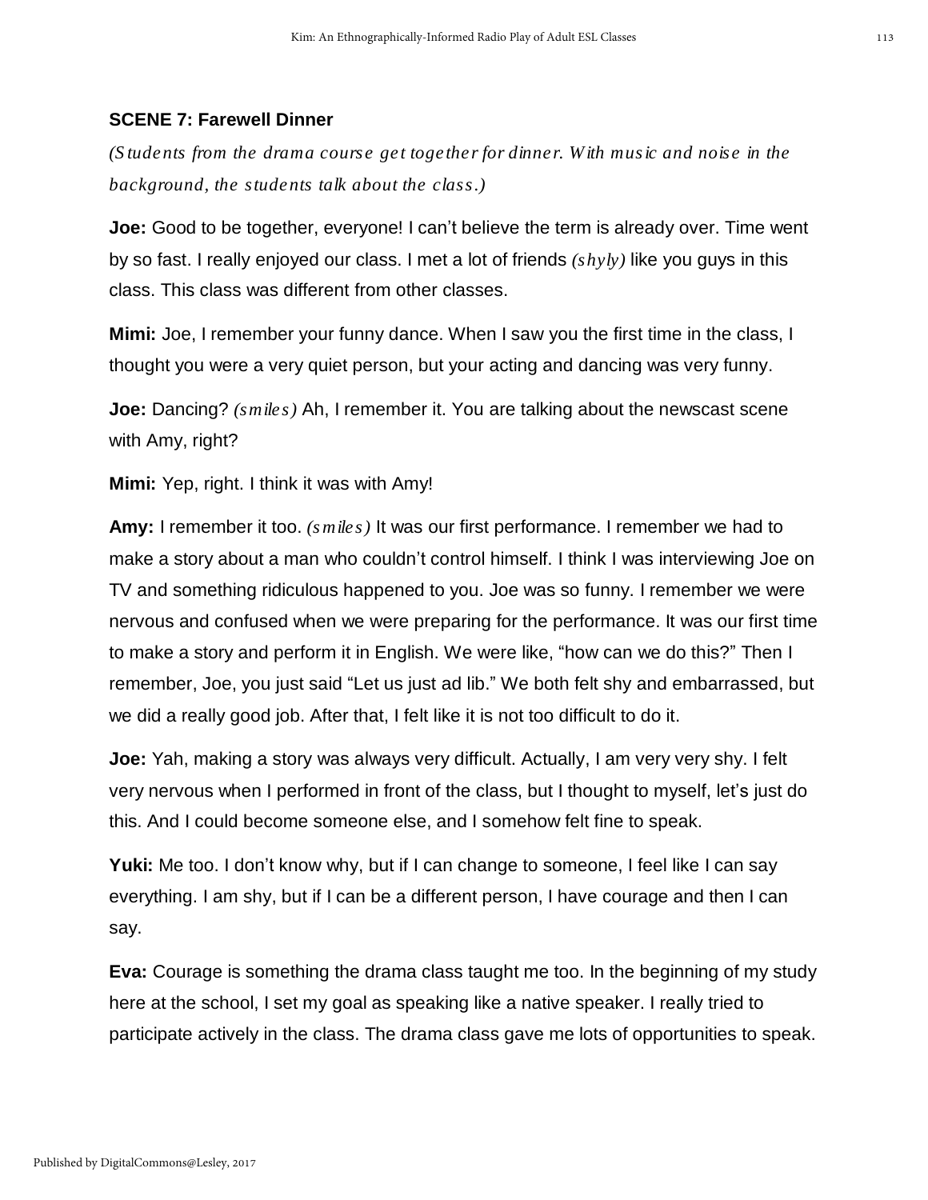**SCENE 7: Farewell Dinner**

*(Students from the drama course get together for dinner. With music and noise in the background, the students talk about the class.)*

**Joe:** Good to be together, everyone! I can't believe the term is already over. Time went by so fast. I really enjoyed our class. I met a lot of friends *(shyly)* like you guys in this class. This class was different from other classes.

**Mimi:** Joe, I remember your funny dance. When I saw you the first time in the class, I thought you were a very quiet person, but your acting and dancing was very funny.

**Joe:** Dancing? *(smiles)* Ah, I remember it. You are talking about the newscast scene with Amy, right?

**Mimi:** Yep, right. I think it was with Amy!

**Amy:** I remember it too. *(smiles)* It was our first performance. I remember we had to make a story about a man who couldn't control himself. I think I was interviewing Joe on TV and something ridiculous happened to you. Joe was so funny. I remember we were nervous and confused when we were preparing for the performance. It was our first time to make a story and perform it in English. We were like, "how can we do this?" Then I remember, Joe, you just said "Let us just ad lib." We both felt shy and embarrassed, but we did a really good job. After that, I felt like it is not too difficult to do it.

**Joe:** Yah, making a story was always very difficult. Actually, I am very very shy. I felt very nervous when I performed in front of the class, but I thought to myself, let's just do this. And I could become someone else, and I somehow felt fine to speak.

**Yuki:** Me too. I don't know why, but if I can change to someone, I feel like I can say everything. I am shy, but if I can be a different person, I have courage and then I can say.

**Eva:** Courage is something the drama class taught me too. In the beginning of my study here at the school, I set my goal as speaking like a native speaker. I really tried to participate actively in the class. The drama class gave me lots of opportunities to speak.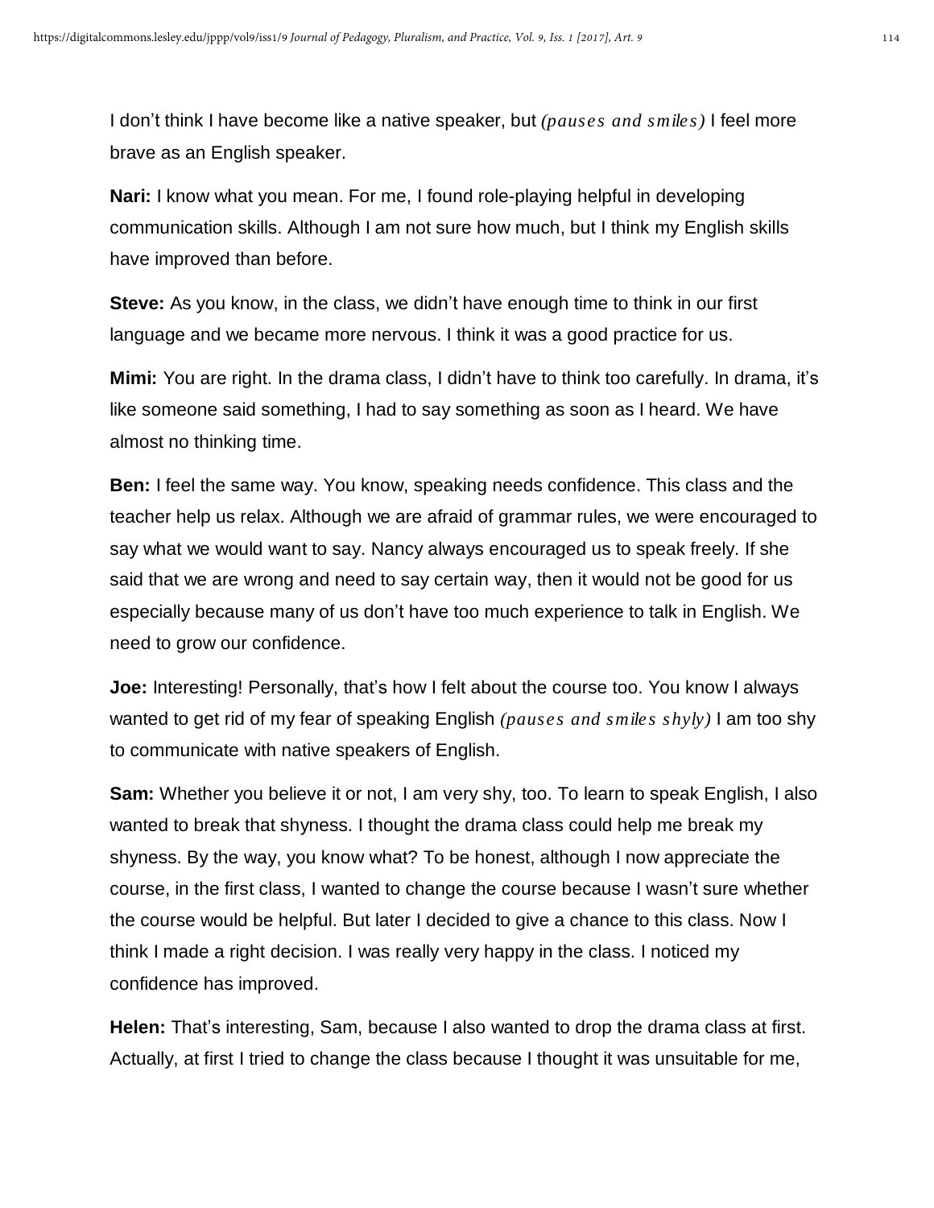I don't think I have become like a native speaker, but *(pauses and smiles)* I feel more brave as an English speaker.

**Nari:** I know what you mean. For me, I found role-playing helpful in developing communication skills. Although I am not sure how much, but I think my English skills have improved than before.

**Steve:** As you know, in the class, we didn't have enough time to think in our first language and we became more nervous. I think it was a good practice for us.

**Mimi:** You are right. In the drama class, I didn't have to think too carefully. In drama, it's like someone said something, I had to say something as soon as I heard. We have almost no thinking time.

**Ben:** I feel the same way. You know, speaking needs confidence. This class and the teacher help us relax. Although we are afraid of grammar rules, we were encouraged to say what we would want to say. Nancy always encouraged us to speak freely. If she said that we are wrong and need to say certain way, then it would not be good for us especially because many of us don't have too much experience to talk in English. We need to grow our confidence.

**Joe:** Interesting! Personally, that's how I felt about the course too. You know I always wanted to get rid of my fear of speaking English *(pauses and smiles shyly)* I am too shy to communicate with native speakers of English.

**Sam:** Whether you believe it or not, I am very shy, too. To learn to speak English, I also wanted to break that shyness. I thought the drama class could help me break my shyness. By the way, you know what? To be honest, although I now appreciate the course, in the first class, I wanted to change the course because I wasn't sure whether the course would be helpful. But later I decided to give a chance to this class. Now I think I made a right decision. I was really very happy in the class. I noticed my confidence has improved.

**Helen:** That's interesting, Sam, because I also wanted to drop the drama class at first. Actually, at first I tried to change the class because I thought it was unsuitable for me,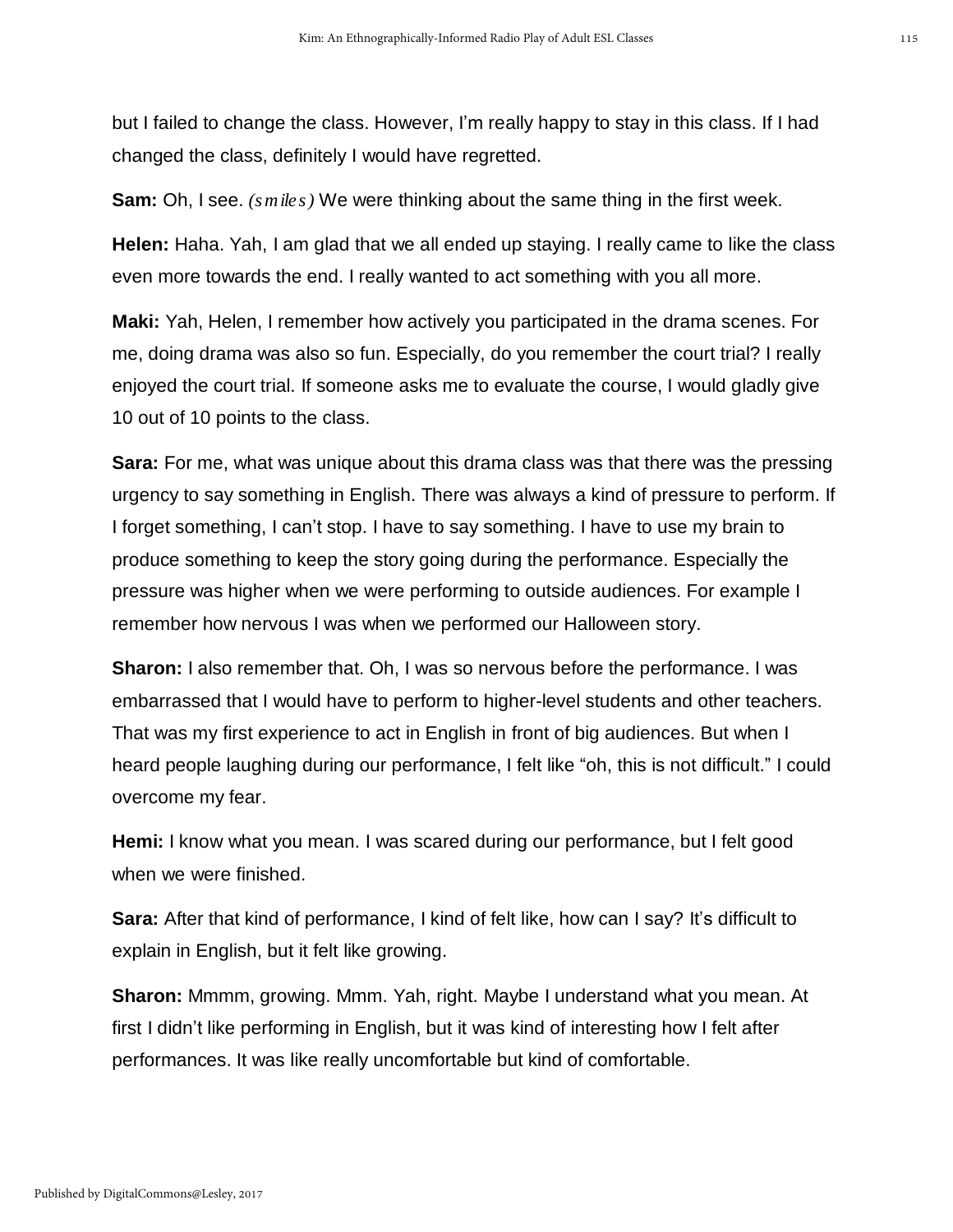but I failed to change the class. However, I'm really happy to stay in this class. If I had changed the class, definitely I would have regretted.

**Sam:** Oh, I see. *(smiles)* We were thinking about the same thing in the first week.

**Helen:** Haha. Yah, I am glad that we all ended up staying. I really came to like the class even more towards the end. I really wanted to act something with you all more.

**Maki:** Yah, Helen, I remember how actively you participated in the drama scenes. For me, doing drama was also so fun. Especially, do you remember the court trial? I really enjoyed the court trial. If someone asks me to evaluate the course, I would gladly give 10 out of 10 points to the class.

**Sara:** For me, what was unique about this drama class was that there was the pressing urgency to say something in English. There was always a kind of pressure to perform. If I forget something, I can't stop. I have to say something. I have to use my brain to produce something to keep the story going during the performance. Especially the pressure was higher when we were performing to outside audiences. For example I remember how nervous I was when we performed our Halloween story.

**Sharon:** I also remember that. Oh, I was so nervous before the performance. I was embarrassed that I would have to perform to higher-level students and other teachers. That was my first experience to act in English in front of big audiences. But when I heard people laughing during our performance, I felt like "oh, this is not difficult." I could overcome my fear.

**Hemi:** I know what you mean. I was scared during our performance, but I felt good when we were finished.

**Sara:** After that kind of performance, I kind of felt like, how can I say? It's difficult to explain in English, but it felt like growing.

**Sharon:** Mmmm, growing. Mmm. Yah, right. Maybe I understand what you mean. At first I didn't like performing in English, but it was kind of interesting how I felt after performances. It was like really uncomfortable but kind of comfortable.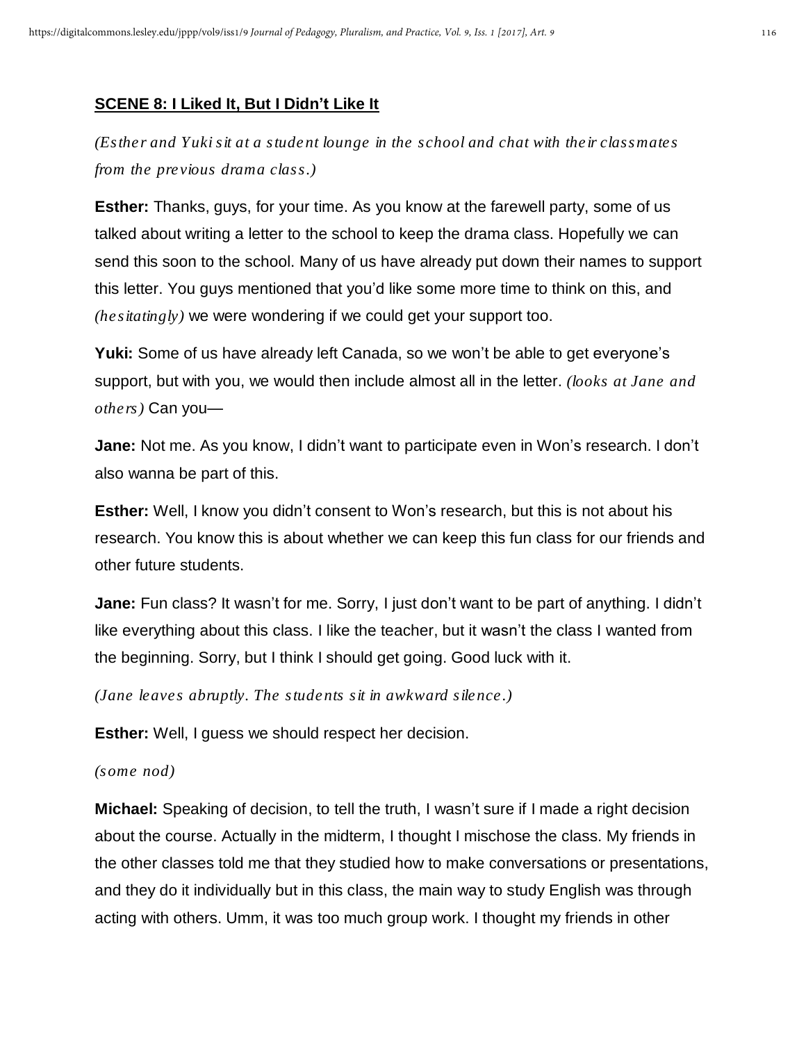**SCENE 8: I Liked It, But I Didn't Like It**

*(Esther and Yuki sit at a student lounge in the school and chat with their classmates from the previous drama class.)*

**Esther:** Thanks, guys, for your time. As you know at the farewell party, some of us talked about writing a letter to the school to keep the drama class. Hopefully we can send this soon to the school. Many of us have already put down their names to support this letter. You guys mentioned that you'd like some more time to think on this, and *(hesitatingly)* we were wondering if we could get your support too.

**Yuki:** Some of us have already left Canada, so we won't be able to get everyone's support, but with you, we would then include almost all in the letter. *(looks at Jane and others)* Can you—

**Jane:** Not me. As you know, I didn't want to participate even in Won's research. I don't also wanna be part of this.

**Esther:** Well, I know you didn't consent to Won's research, but this is not about his research. You know this is about whether we can keep this fun class for our friends and other future students.

**Jane:** Fun class? It wasn't for me. Sorry, I just don't want to be part of anything. I didn't like everything about this class. I like the teacher, but it wasn't the class I wanted from the beginning. Sorry, but I think I should get going. Good luck with it.

*(Jane leaves abruptly. The students sit in awkward silence.)*

**Esther:** Well, I guess we should respect her decision.

*(some nod)*

**Michael:** Speaking of decision, to tell the truth, I wasn't sure if I made a right decision about the course. Actually in the midterm, I thought I mischose the class. My friends in the other classes told me that they studied how to make conversations or presentations, and they do it individually but in this class, the main way to study English was through acting with others. Umm, it was too much group work. I thought my friends in other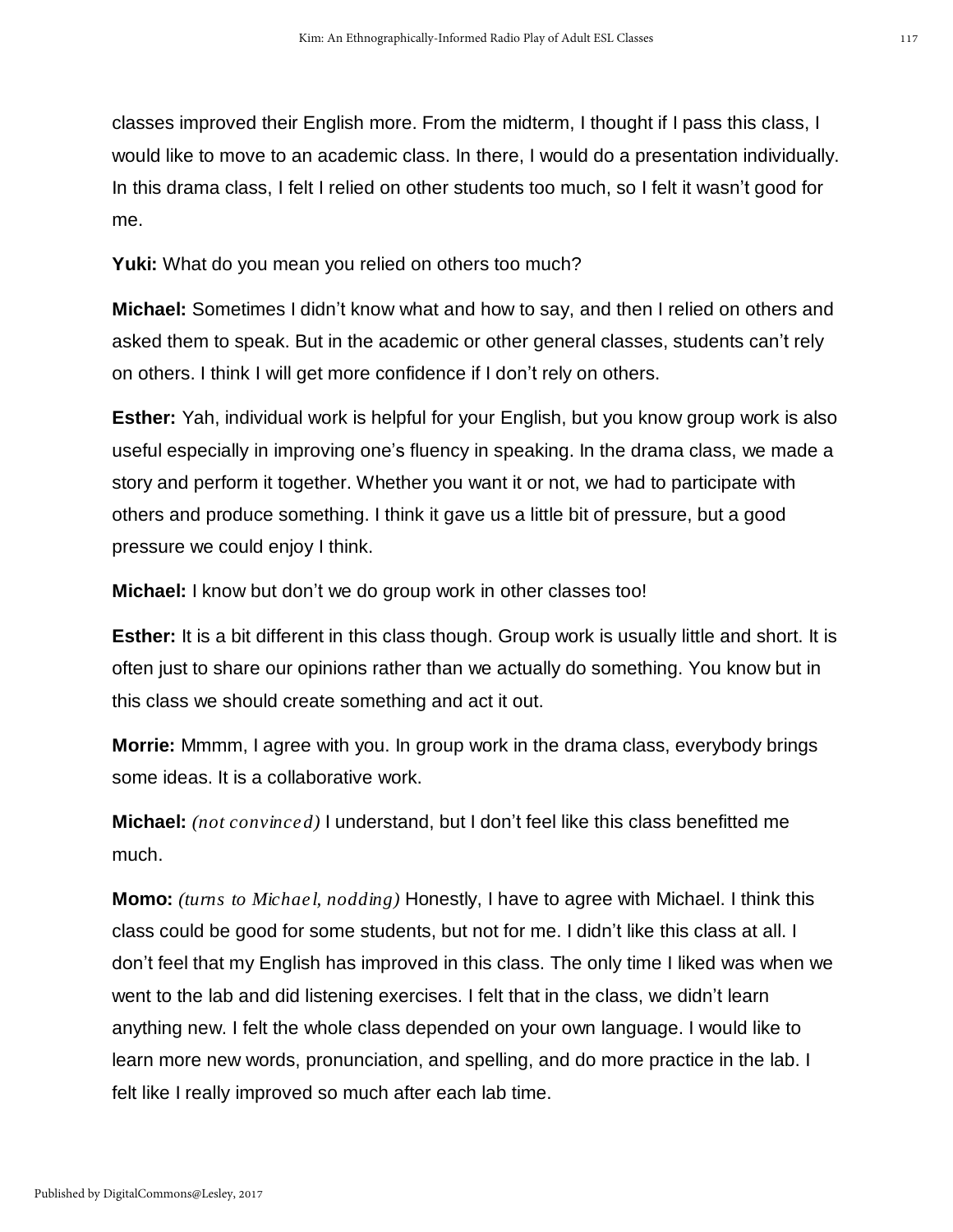classes improved their English more. From the midterm, I thought if I pass this class, I would like to move to an academic class. In there, I would do a presentation individually. In this drama class, I felt I relied on other students too much, so I felt it wasn't good for me.

**Yuki:** What do you mean you relied on others too much?

**Michael:** Sometimes I didn't know what and how to say, and then I relied on others and asked them to speak. But in the academic or other general classes, students can't rely on others. I think I will get more confidence if I don't rely on others.

**Esther:** Yah, individual work is helpful for your English, but you know group work is also useful especially in improving one's fluency in speaking. In the drama class, we made a story and perform it together. Whether you want it or not, we had to participate with others and produce something. I think it gave us a little bit of pressure, but a good pressure we could enjoy I think.

**Michael:** I know but don't we do group work in other classes too!

**Esther:** It is a bit different in this class though. Group work is usually little and short. It is often just to share our opinions rather than we actually do something. You know but in this class we should create something and act it out.

**Morrie:** Mmmm, I agree with you. In group work in the drama class, everybody brings some ideas. It is a collaborative work.

**Michael:** *(not convinced)* I understand, but I don't feel like this class benefitted me much.

**Momo:** *(turns to Michael, nodding)* Honestly, I have to agree with Michael. I think this class could be good for some students, but not for me. I didn't like this class at all. I don't feel that my English has improved in this class. The only time I liked was when we went to the lab and did listening exercises. I felt that in the class, we didn't learn anything new. I felt the whole class depended on your own language. I would like to learn more new words, pronunciation, and spelling, and do more practice in the lab. I felt like I really improved so much after each lab time.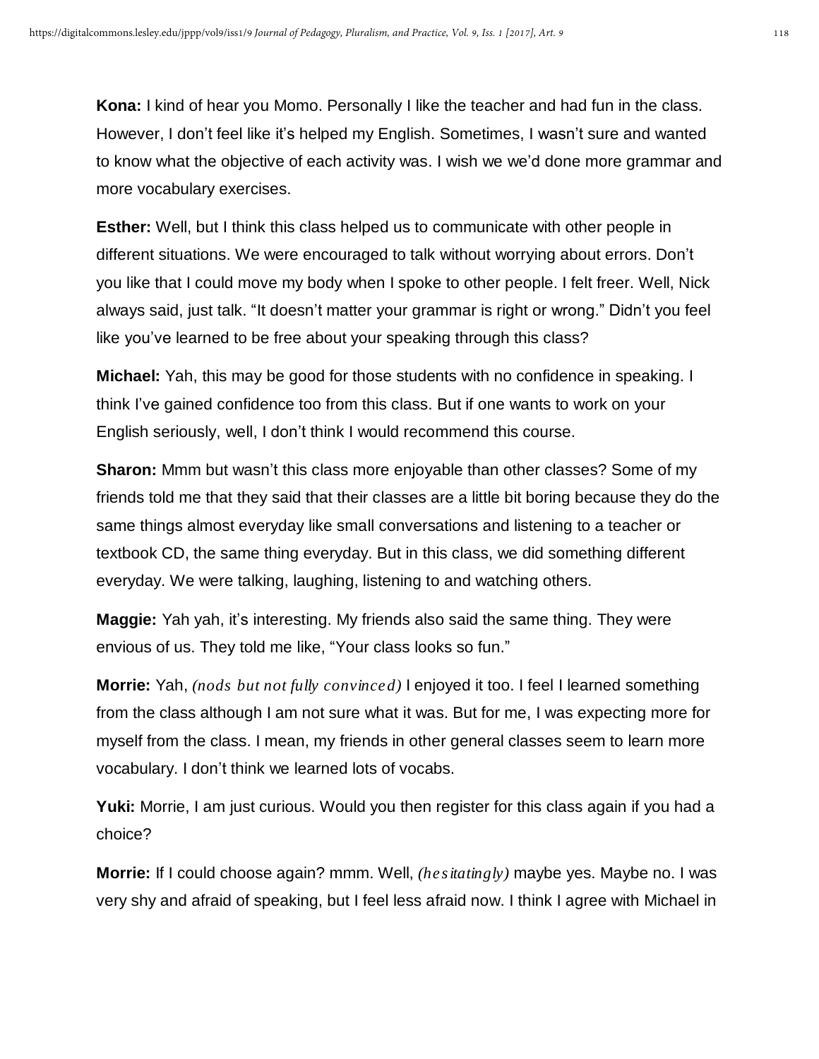**Kona:** I kind of hear you Momo. Personally I like the teacher and had fun in the class. However, I don't feel like it's helped my English. Sometimes, I wasn't sure and wanted to know what the objective of each activity was. I wish we we'd done more grammar and more vocabulary exercises.

**Esther:** Well, but I think this class helped us to communicate with other people in different situations. We were encouraged to talk without worrying about errors. Don't you like that I could move my body when I spoke to other people. I felt freer. Well, Nick always said, just talk. "It doesn't matter your grammar is right or wrong." Didn't you feel like you've learned to be free about your speaking through this class?

**Michael:** Yah, this may be good for those students with no confidence in speaking. I think I've gained confidence too from this class. But if one wants to work on your English seriously, well, I don't think I would recommend this course.

**Sharon:** Mmm but wasn't this class more enjoyable than other classes? Some of my friends told me that they said that their classes are a little bit boring because they do the same things almost everyday like small conversations and listening to a teacher or textbook CD, the same thing everyday. But in this class, we did something different everyday. We were talking, laughing, listening to and watching others.

**Maggie:** Yah yah, it's interesting. My friends also said the same thing. They were envious of us. They told me like, "Your class looks so fun."

**Morrie:** Yah, *(nods but not fully convinced)* I enjoyed it too. I feel I learned something from the class although I am not sure what it was. But for me, I was expecting more for myself from the class. I mean, my friends in other general classes seem to learn more vocabulary. I don't think we learned lots of vocabs.

**Yuki:** Morrie, I am just curious. Would you then register for this class again if you had a choice?

**Morrie:** If I could choose again? mmm. Well, *(hesitatingly)* maybe yes. Maybe no. I was very shy and afraid of speaking, but I feel less afraid now. I think I agree with Michael in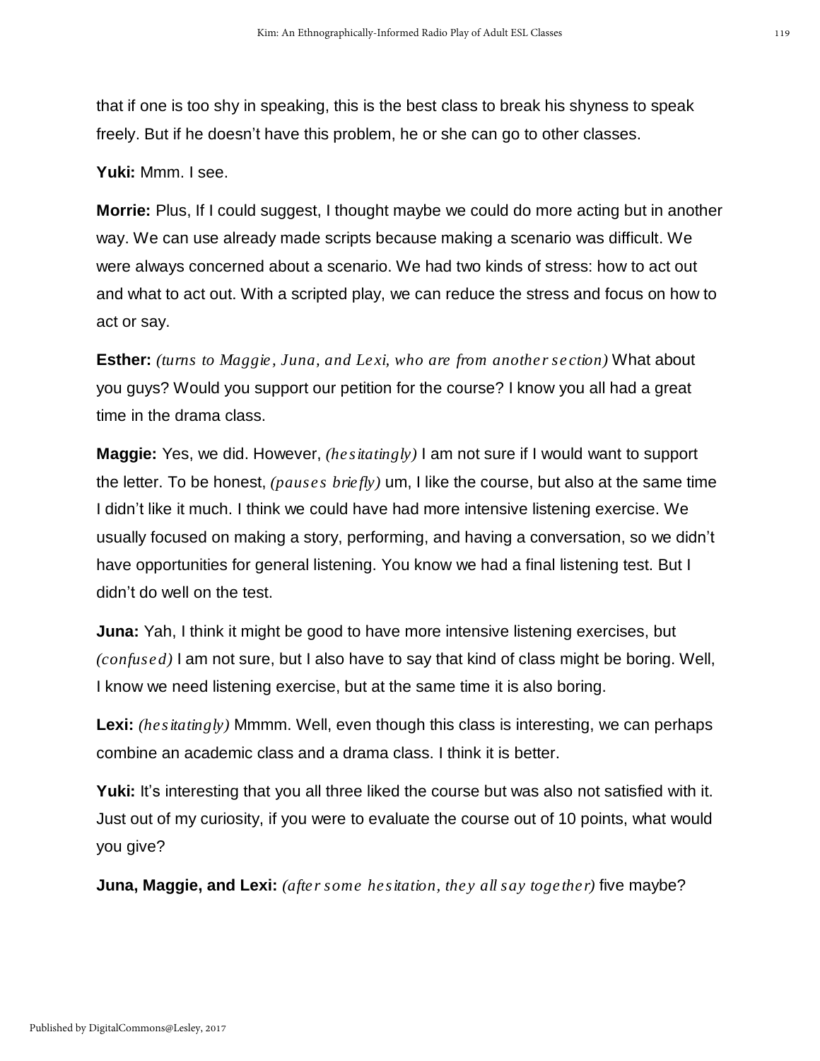that if one is too shy in speaking, this is the best class to break his shyness to speak freely. But if he doesn't have this problem, he or she can go to other classes.

**Yuki:** Mmm. I see.

**Morrie:** Plus, If I could suggest, I thought maybe we could do more acting but in another way. We can use already made scripts because making a scenario was difficult. We were always concerned about a scenario. We had two kinds of stress: how to act out and what to act out. With a scripted play, we can reduce the stress and focus on how to act or say.

**Esther:** *(turns to Maggie, Juna, and Lexi, who are from another section)* What about you guys? Would you support our petition for the course? I know you all had a great time in the drama class.

**Maggie:** Yes, we did. However, *(hesitatingly)* I am not sure if I would want to support the letter. To be honest, *(pauses briefly)* um, I like the course, but also at the same time I didn't like it much. I think we could have had more intensive listening exercise. We usually focused on making a story, performing, and having a conversation, so we didn't have opportunities for general listening. You know we had a final listening test. But I didn't do well on the test.

**Juna:** Yah, I think it might be good to have more intensive listening exercises, but *(confused)* I am not sure, but I also have to say that kind of class might be boring. Well, I know we need listening exercise, but at the same time it is also boring.

**Lexi:** *(hesitatingly)* Mmmm. Well, even though this class is interesting, we can perhaps combine an academic class and a drama class. I think it is better.

**Yuki:** It's interesting that you all three liked the course but was also not satisfied with it. Just out of my curiosity, if you were to evaluate the course out of 10 points, what would you give?

**Juna, Maggie, and Lexi:** *(after some hesitation, they all say together)* five maybe?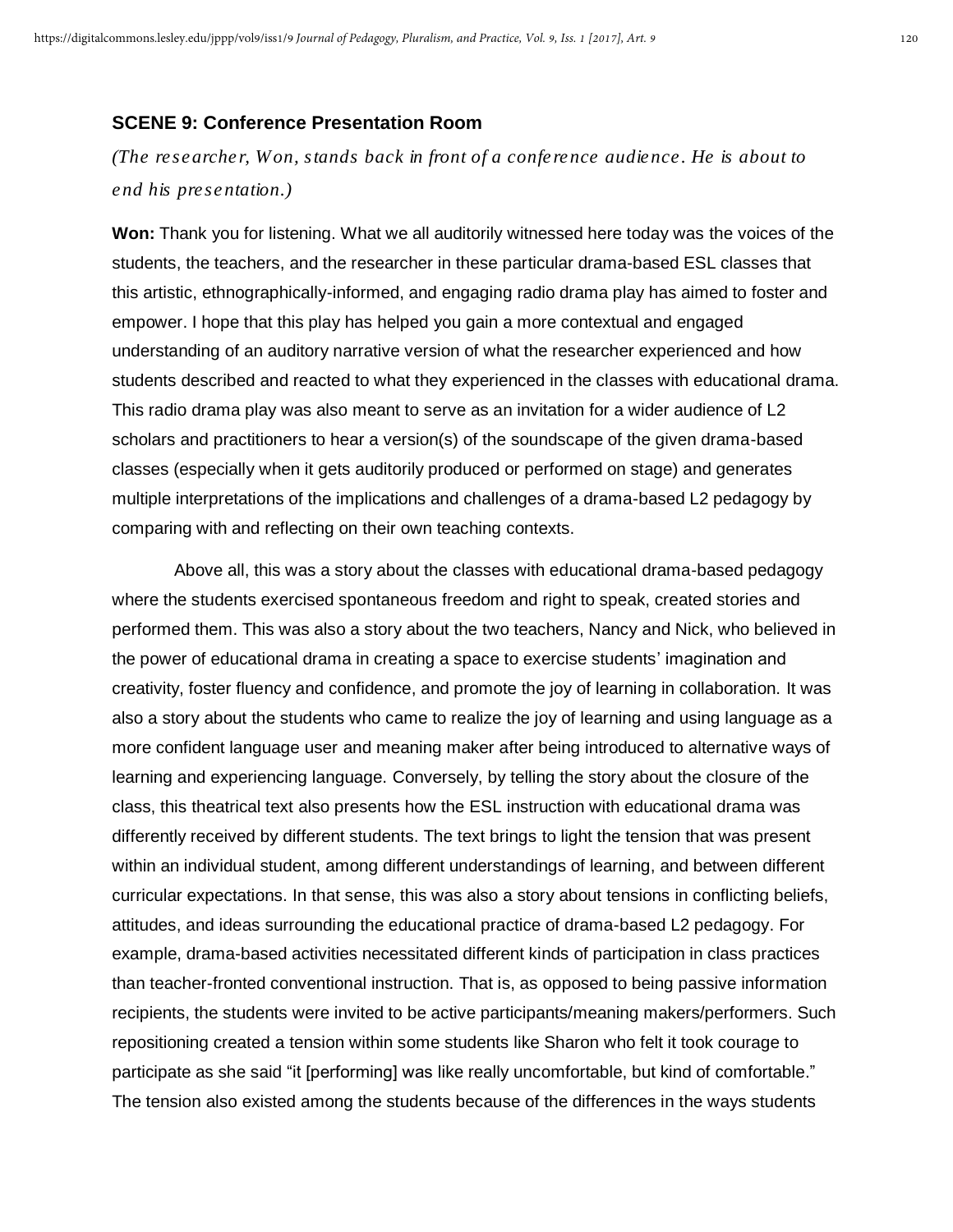**SCENE 9: Conference Presentation Room**

*(The researcher, Won, stands back in front of a conference audience. He is about to end his presentation.)*

**Won:** Thank you for listening. What we all auditorily witnessed here today was the voices of the students, the teachers, and the researcher in these particular drama-based ESL classes that this artistic, ethnographically-informed, and engaging radio drama play has aimed to foster and empower. I hope that this play has helped you gain a more contextual and engaged understanding of an auditory narrative version of what the researcher experienced and how students described and reacted to what they experienced in the classes with educational drama. This radio drama play was also meant to serve as an invitation for a wider audience of L2 scholars and practitioners to hear a version(s) of the soundscape of the given drama-based classes (especially when it gets auditorily produced or performed on stage) and generates multiple interpretations of the implications and challenges of a drama-based L2 pedagogy by comparing with and reflecting on their own teaching contexts.

Above all, this was a story about the classes with educational drama-based pedagogy where the students exercised spontaneous freedom and right to speak, created stories and performed them. This was also a story about the two teachers, Nancy and Nick, who believed in the power of educational drama in creating a space to exercise students' imagination and creativity, foster fluency and confidence, and promote the joy of learning in collaboration. It was also a story about the students who came to realize the joy of learning and using language as a more confident language user and meaning maker after being introduced to alternative ways of learning and experiencing language. Conversely, by telling the story about the closure of the class, this theatrical text also presents how the ESL instruction with educational drama was differently received by different students. The text brings to light the tension that was present within an individual student, among different understandings of learning, and between different curricular expectations. In that sense, this was also a story about tensions in conflicting beliefs, attitudes, and ideas surrounding the educational practice of drama-based L2 pedagogy. For example, drama-based activities necessitated different kinds of participation in class practices than teacher-fronted conventional instruction. That is, as opposed to being passive information recipients, the students were invited to be active participants/meaning makers/performers. Such repositioning created a tension within some students like Sharon who felt it took courage to participate as she said "it [performing] was like really uncomfortable, but kind of comfortable." The tension also existed among the students because of the differences in the ways students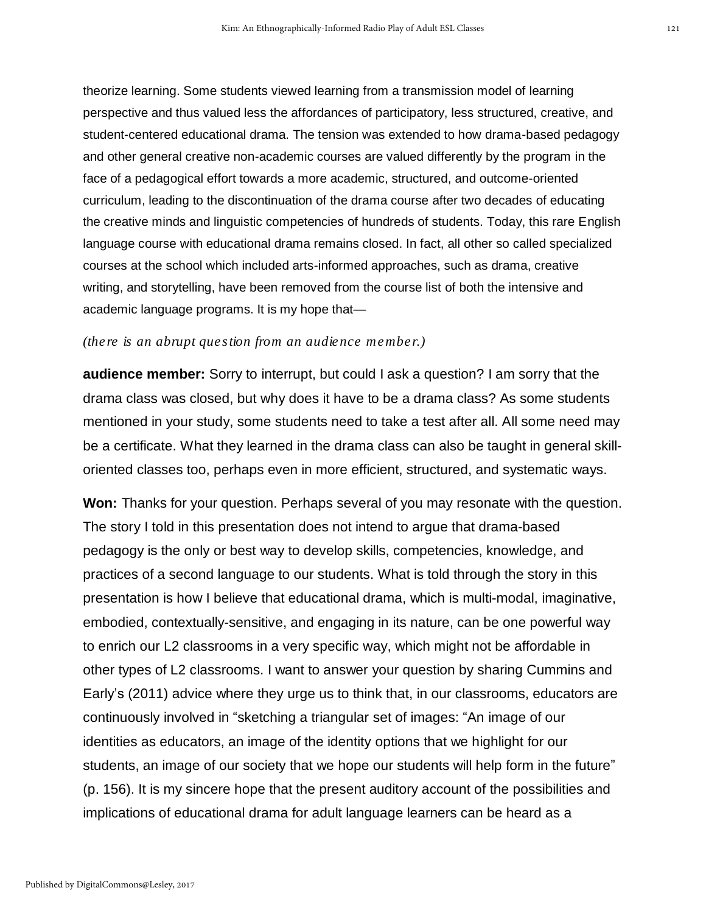theorize learning. Some students viewed learning from a transmission model of learning perspective and thus valued less the affordances of participatory, less structured, creative, and student-centered educational drama. The tension was extended to how drama-based pedagogy and other general creative non-academic courses are valued differently by the program in the face of a pedagogical effort towards a more academic, structured, and outcome-oriented curriculum, leading to the discontinuation of the drama course after two decades of educating the creative minds and linguistic competencies of hundreds of students. Today, this rare English language course with educational drama remains closed. In fact, all other so called specialized courses at the school which included arts-informed approaches, such as drama, creative writing, and storytelling, have been removed from the course list of both the intensive and academic language programs. It is my hope that—

*(there is an abrupt question from an audience member.)*

**audience member:** Sorry to interrupt, but could I ask a question? I am sorry that the drama class was closed, but why does it have to be a drama class? As some students mentioned in your study, some students need to take a test after all. All some need may be a certificate. What they learned in the drama class can also be taught in general skill-oriented classes too, perhaps even in more efficient, structured, and systematic ways.

**Won:** Thanks for your question. Perhaps several of you may resonate with the question. The story I told in this presentation does not intend to argue that drama-based pedagogy is the only or best way to develop skills, competencies, knowledge, and practices of a second language to our students. What is told through the story in this presentation is how I believe that educational drama, which is multi-modal, imaginative, embodied, contextually-sensitive, and engaging in its nature, can be one powerful way to enrich our L2 classrooms in a very specific way, which might not be affordable in other types of L2 classrooms. I want to answer your question by sharing Cummins and Early's (2011) advice where they urge us to think that, in our classrooms, educators are continuously involved in "sketching a triangular set of images: "An image of our identities as educators, an image of the identity options that we highlight for our students, an image of our society that we hope our students will help form in the future" (p. 156). It is my sincere hope that the present auditory account of the possibilities and implications of educational drama for adult language learners can be heard as a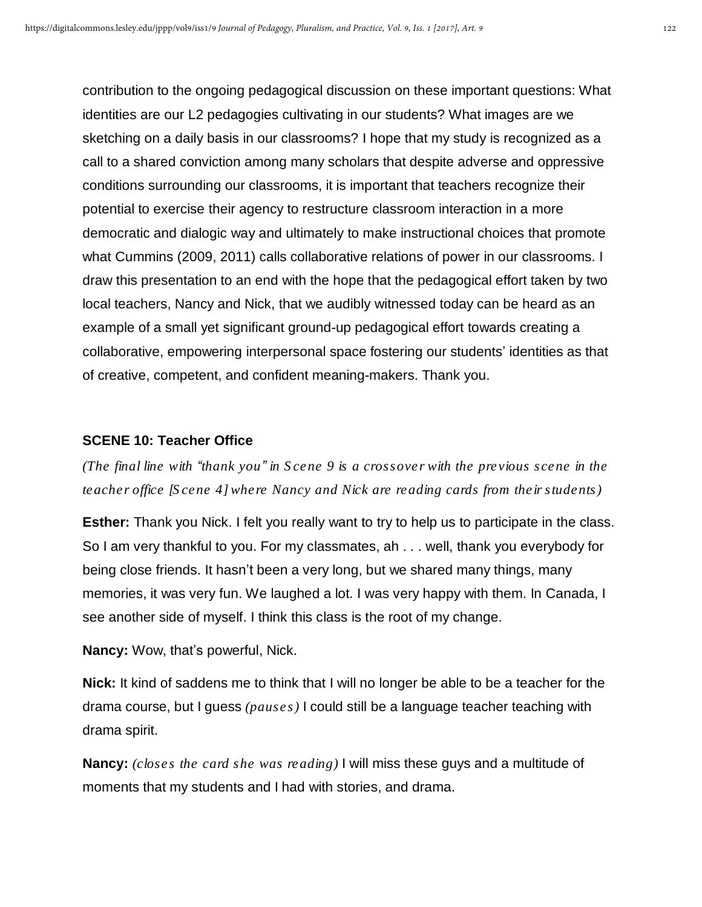contribution to the ongoing pedagogical discussion on these important questions: What identities are our L2 pedagogies cultivating in our students? What images are we sketching on a daily basis in our classrooms? I hope that my study is recognized as a call to a shared conviction among many scholars that despite adverse and oppressive conditions surrounding our classrooms, it is important that teachers recognize their potential to exercise their agency to restructure classroom interaction in a more democratic and dialogic way and ultimately to make instructional choices that promote what Cummins (2009, 2011) calls collaborative relations of power in our classrooms. I draw this presentation to an end with the hope that the pedagogical effort taken by two local teachers, Nancy and Nick, that we audibly witnessed today can be heard as an example of a small yet significant ground-up pedagogical effort towards creating a collaborative, empowering interpersonal space fostering our students' identities as that of creative, competent, and confident meaning-makers. Thank you.

**SCENE 10: Teacher Office**

*(The final line with "thank you" in Scene 9 is a crossover with the previous scene in the teacher office [Scene 4] where Nancy and Nick are reading cards from their students)*

**Esther:** Thank you Nick. I felt you really want to try to help us to participate in the class. So I am very thankful to you. For my classmates, ah . . . well, thank you everybody for being close friends. It hasn't been a very long, but we shared many things, many memories, it was very fun. We laughed a lot. I was very happy with them. In Canada, I see another side of myself. I think this class is the root of my change.

**Nancy:** Wow, that's powerful, Nick.

**Nick:** It kind of saddens me to think that I will no longer be able to be a teacher for the drama course, but I guess *(pauses)* I could still be a language teacher teaching with drama spirit.

**Nancy:** *(closes the card she was reading)* I will miss these guys and a multitude of moments that my students and I had with stories, and drama.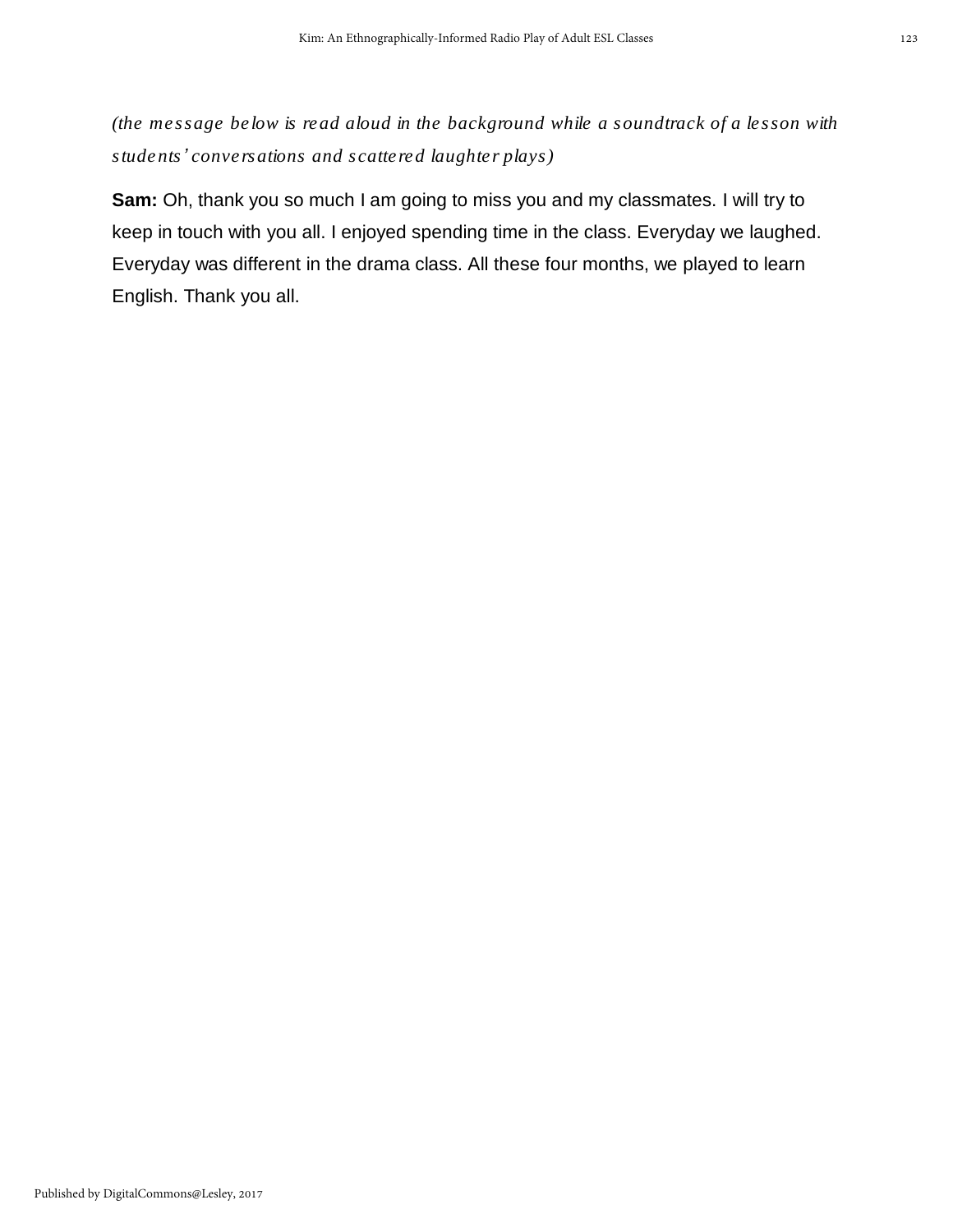*(the message below is read aloud in the background while a soundtrack of a lesson with students' conversations and scattered laughter plays)*

**Sam:** Oh, thank you so much I am going to miss you and my classmates. I will try to keep in touch with you all. I enjoyed spending time in the class. Everyday we laughed. Everyday was different in the drama class. All these four months, we played to learn English. Thank you all.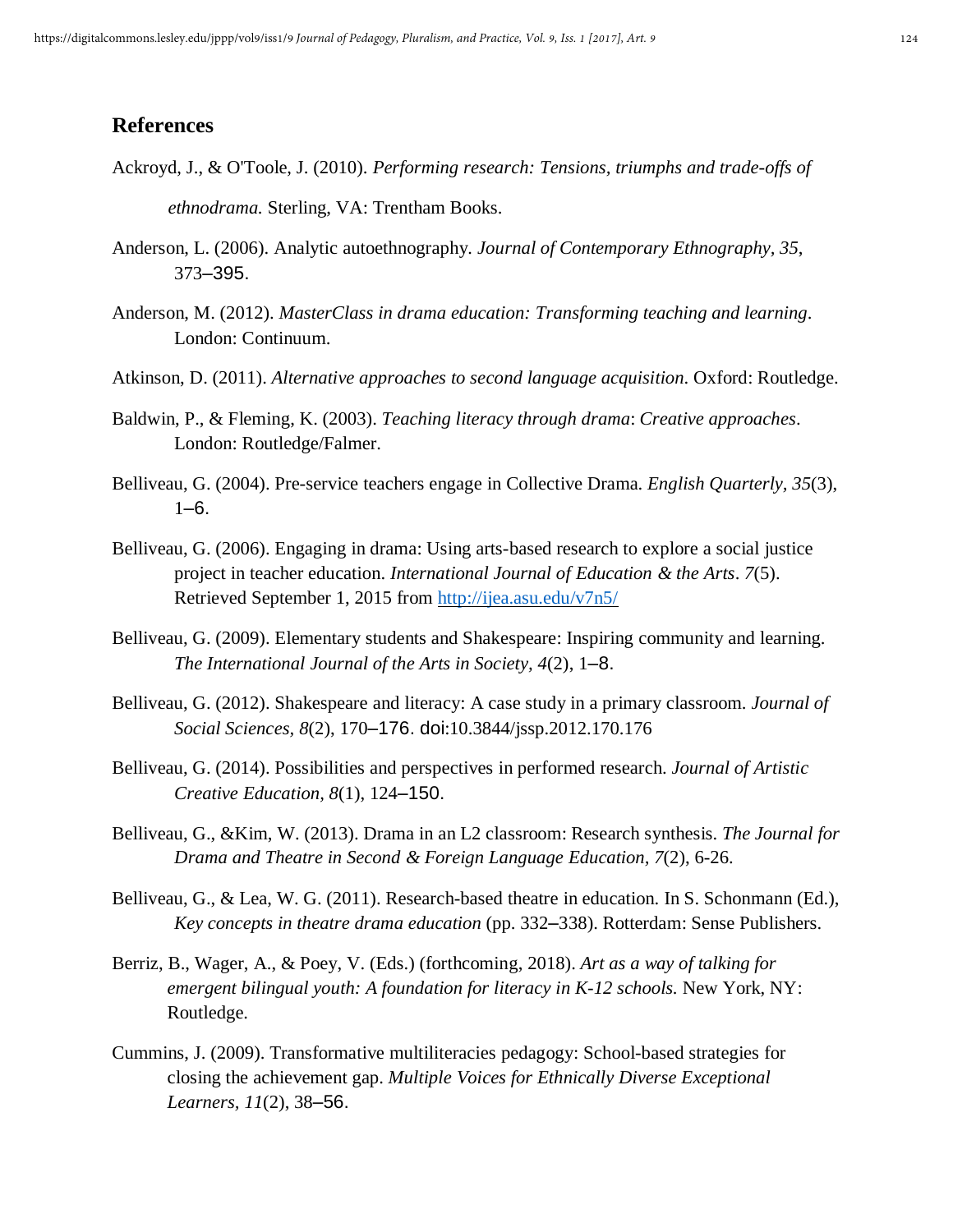## References

Ackroyd, J., & O'Toole, J. (2010). *Performing research: Tensions, triumphs and trade-offs of ethnodrama.* Sterling, VA: Trentham Books.

Anderson, L. (2006). Analytic autoethnography. *Journal of Contemporary Ethnography, 35*, 373–395.

Anderson, M. (2012). *MasterClass in drama education: Transforming teaching and learning*. London: Continuum.

Atkinson, D. (2011). *Alternative approaches to second language acquisition*. Oxford: Routledge.

Baldwin, P., & Fleming, K. (2003). *Teaching literacy through drama*: *Creative approaches*. London: Routledge/Falmer.

Belliveau, G. (2004). Pre-service teachers engage in Collective Drama. *English Quarterly, 35*(3), 1–6.

Belliveau, G. (2006). Engaging in drama: Using arts-based research to explore a social justice project in teacher education. *International Journal of Education & the Arts*. *7*(5). Retrieved September 1, 2015 from http://ijea.asu.edu/v7n5/

Belliveau, G. (2009). Elementary students and Shakespeare: Inspiring community and learning. *The International Journal of the Arts in Society, 4*(2), 1–8.

Belliveau, G. (2012). Shakespeare and literacy: A case study in a primary classroom. *Journal of Social Sciences, 8*(2), 170–176. doi:10.3844/jssp.2012.170.176

Belliveau, G. (2014). Possibilities and perspectives in performed research. *Journal of Artistic Creative Education, 8*(1), 124–150.

Belliveau, G., &Kim, W. (2013). Drama in an L2 classroom: Research synthesis. *The Journal for Drama and Theatre in Second & Foreign Language Education, 7*(2), 6-26.

Belliveau, G., & Lea, W. G. (2011). Research-based theatre in education. In S. Schonmann (Ed.), *Key concepts in theatre drama education* (pp. 332–338). Rotterdam: Sense Publishers.

Berriz, B., Wager, A., & Poey, V. (Eds.) (forthcoming, 2018). *Art as a way of talking for emergent bilingual youth: A foundation for literacy in K-12 schools.* New York, NY: Routledge.

Cummins, J. (2009). Transformative multiliteracies pedagogy: School-based strategies for closing the achievement gap. *Multiple Voices for Ethnically Diverse Exceptional Learners, 11*(2), 38–56.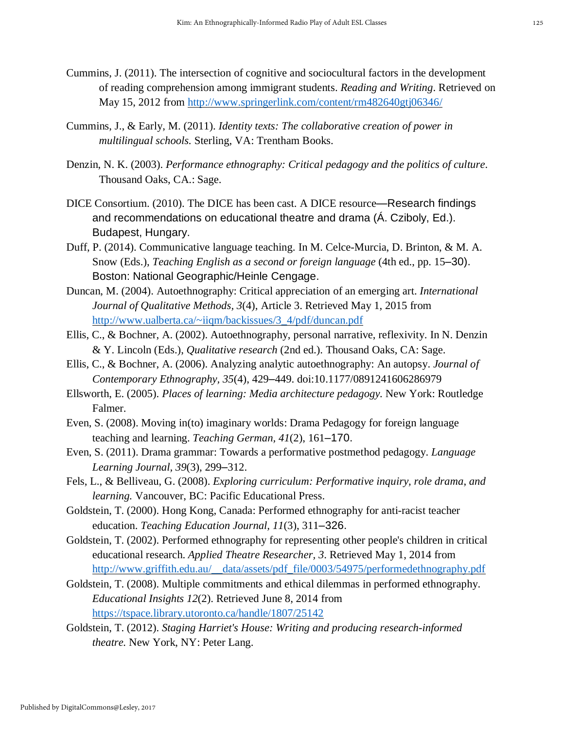Cummins, J. (2011). The intersection of cognitive and sociocultural factors in the development of reading comprehension among immigrant students. *Reading and Writing*. Retrieved on May 15, 2012 from http://www.springerlink.com/content/rm482640gtj06346/

Cummins, J., & Early, M. (2011). *Identity texts: The collaborative creation of power in multilingual schools.* Sterling, VA: Trentham Books.

Denzin, N. K. (2003). *Performance ethnography: Critical pedagogy and the politics of culture*. Thousand Oaks, CA.: Sage.

DICE Consortium. (2010). The DICE has been cast. A DICE resource—Research findings and recommendations on educational theatre and drama (Á. Cziboly, Ed.). Budapest, Hungary.

Duff, P. (2014). Communicative language teaching. In M. Celce-Murcia, D. Brinton, & M. A. Snow (Eds.), *Teaching English as a second or foreign language* (4th ed., pp. 15–30). Boston: National Geographic/Heinle Cengage.

Duncan, M. (2004). Autoethnography: Critical appreciation of an emerging art. *International Journal of Qualitative Methods, 3*(4), Article 3. Retrieved May 1, 2015 from http://www.ualberta.ca/~iiqm/backissues/3_4/pdf/duncan.pdf

Ellis, C., & Bochner, A. (2002). Autoethnography, personal narrative, reflexivity. In N. Denzin & Y. Lincoln (Eds.), *Qualitative research* (2nd ed.). Thousand Oaks, CA: Sage.

Ellis, C., & Bochner, A. (2006). Analyzing analytic autoethnography: An autopsy. *Journal of Contemporary Ethnography, 35*(4), 429–449. doi:10.1177/0891241606286979

Ellsworth, E. (2005). *Places of learning: Media architecture pedagogy.* New York: Routledge Falmer.

Even, S. (2008). Moving in(to) imaginary worlds: Drama Pedagogy for foreign language teaching and learning. *Teaching German, 41*(2), 161–170.

Even, S. (2011). Drama grammar: Towards a performative postmethod pedagogy. *Language Learning Journal, 39*(3), 299–312.

Fels, L., & Belliveau, G. (2008). *Exploring curriculum: Performative inquiry, role drama, and learning.* Vancouver, BC: Pacific Educational Press.

Goldstein, T. (2000). Hong Kong, Canada: Performed ethnography for anti-racist teacher education. *Teaching Education Journal, 11*(3), 311–326.

Goldstein, T. (2002). Performed ethnography for representing other people's children in critical educational research. *Applied Theatre Researcher, 3*. Retrieved May 1, 2014 from http://www.griffith.edu.au/__data/assets/pdf_file/0003/54975/performedethnography.pdf

Goldstein, T. (2008). Multiple commitments and ethical dilemmas in performed ethnography. *Educational Insights 12*(2). Retrieved June 8, 2014 from https://tspace.library.utoronto.ca/handle/1807/25142

Goldstein, T. (2012). *Staging Harriet's House: Writing and producing research-informed theatre.* New York, NY: Peter Lang.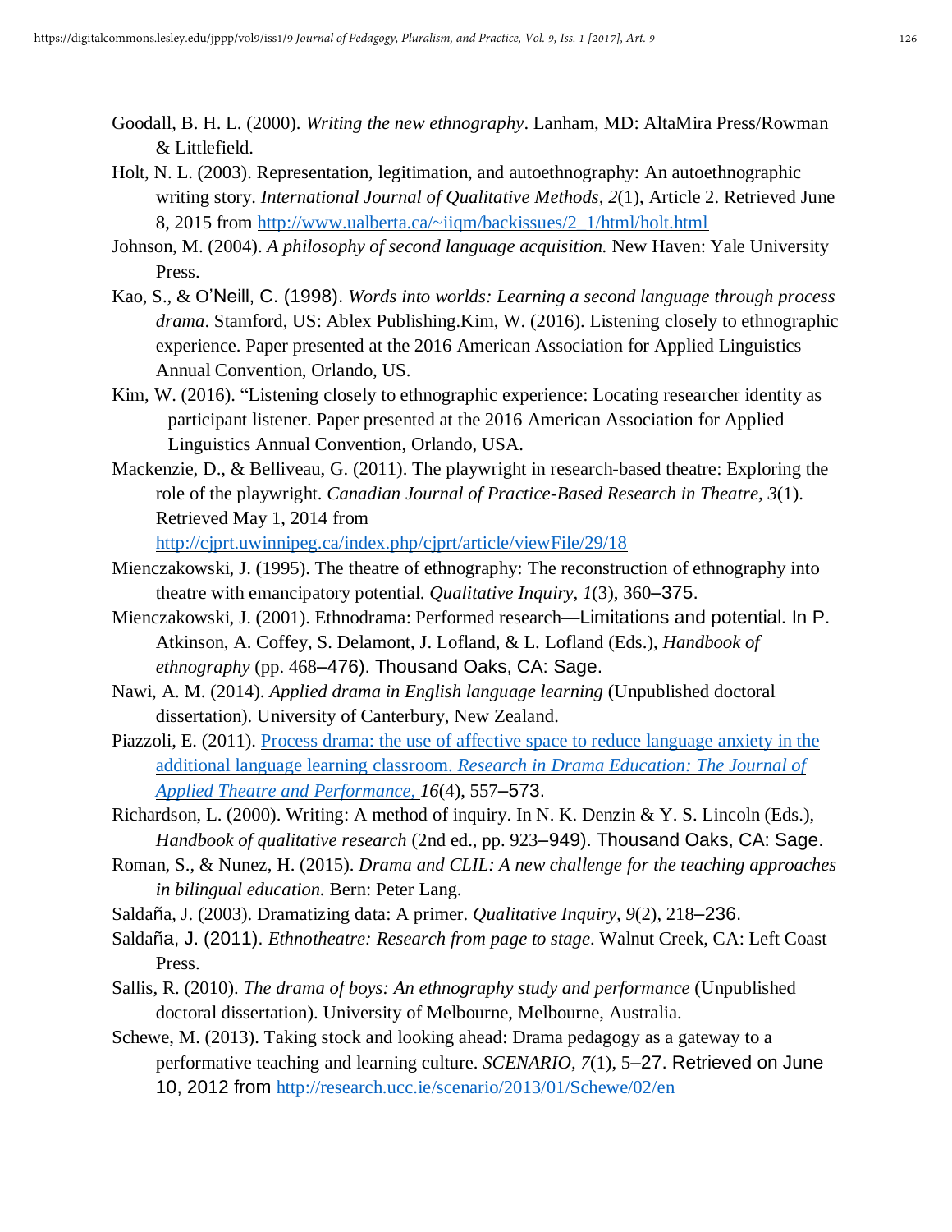Goodall, B. H. L. (2000). *Writing the new ethnography*. Lanham, MD: AltaMira Press/Rowman & Littlefield.

Holt, N. L. (2003). Representation, legitimation, and autoethnography: An autoethnographic writing story. *International Journal of Qualitative Methods, 2*(1), Article 2. Retrieved June 8, 2015 from [http://www.ualberta.ca/~iiqm/backissues/2_1/html/holt.html](http://www.ualberta.ca/~iiqm/backissues/2_1/html/holt.html)

Johnson, M. (2004). *A philosophy of second language acquisition.* New Haven: Yale University Press.

Kao, S., & O'Neill, C. (1998). *Words into worlds: Learning a second language through process drama*. Stamford, US: Ablex Publishing.Kim, W. (2016). Listening closely to ethnographic experience. Paper presented at the 2016 American Association for Applied Linguistics Annual Convention, Orlando, US.

Kim, W. (2016). "Listening closely to ethnographic experience: Locating researcher identity as participant listener. Paper presented at the 2016 American Association for Applied Linguistics Annual Convention, Orlando, USA.

Mackenzie, D., & Belliveau, G. (2011). The playwright in research-based theatre: Exploring the role of the playwright. *Canadian Journal of Practice-Based Research in Theatre, 3*(1). Retrieved May 1, 2014 from [http://cjprt.uwinnipeg.ca/index.php/cjprt/article/viewFile/29/18](http://cjprt.uwinnipeg.ca/index.php/cjprt/article/viewFile/29/18)

Mienczakowski, J. (1995). The theatre of ethnography: The reconstruction of ethnography into theatre with emancipatory potential. *Qualitative Inquiry, 1*(3), 360–375.

Mienczakowski, J. (2001). Ethnodrama: Performed research—Limitations and potential. In P. Atkinson, A. Coffey, S. Delamont, J. Lofland, & L. Lofland (Eds.), *Handbook of ethnography* (pp. 468–476). Thousand Oaks, CA: Sage.

Nawi, A. M. (2014). *Applied drama in English language learning* (Unpublished doctoral dissertation). University of Canterbury, New Zealand.

Piazzoli, E. (2011). [Process drama: the use of affective space to reduce language anxiety in the additional language learning classroom. *Research in Drama Education: The Journal of Applied Theatre and Performance,*]() *16*(4), 557–573.

Richardson, L. (2000). Writing: A method of inquiry. In N. K. Denzin & Y. S. Lincoln (Eds.), *Handbook of qualitative research* (2nd ed., pp. 923–949). Thousand Oaks, CA: Sage.

Roman, S., & Nunez, H. (2015). *Drama and CLIL: A new challenge for the teaching approaches in bilingual education.* Bern: Peter Lang.

Saldaña, J. (2003). Dramatizing data: A primer. *Qualitative Inquiry, 9*(2), 218–236.

Saldaña, J. (2011). *Ethnotheatre: Research from page to stage*. Walnut Creek, CA: Left Coast Press.

Sallis, R. (2010). *The drama of boys: An ethnography study and performance* (Unpublished doctoral dissertation). University of Melbourne, Melbourne, Australia.

Schewe, M. (2013). Taking stock and looking ahead: Drama pedagogy as a gateway to a performative teaching and learning culture. *SCENARIO, 7*(1), 5–27. Retrieved on June 10, 2012 from [http://research.ucc.ie/scenario/2013/01/Schewe/02/en](http://research.ucc.ie/scenario/2013/01/Schewe/02/en)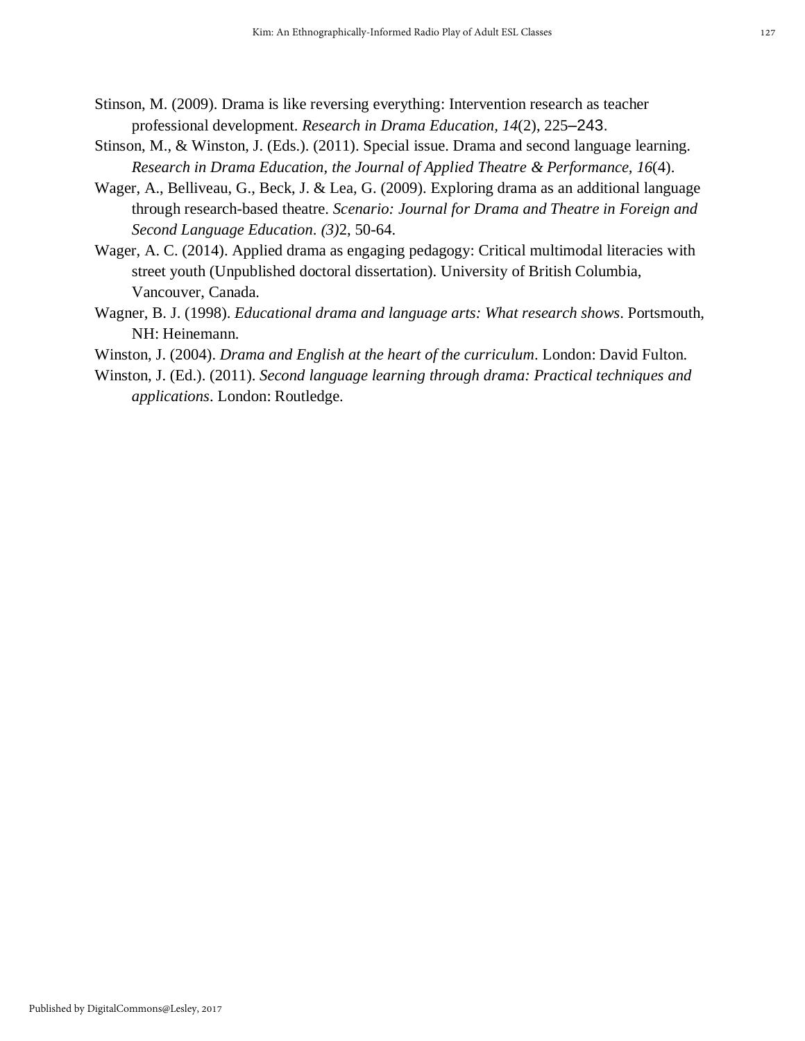Stinson, M. (2009). Drama is like reversing everything: Intervention research as teacher professional development. *Research in Drama Education, 14*(2), 225–243.

Stinson, M., & Winston, J. (Eds.). (2011). Special issue. Drama and second language learning. *Research in Drama Education, the Journal of Applied Theatre & Performance, 16*(4).

Wager, A., Belliveau, G., Beck, J. & Lea, G. (2009). Exploring drama as an additional language through research-based theatre. *Scenario: Journal for Drama and Theatre in Foreign and Second Language Education. (3)*2, 50-64.

Wager, A. C. (2014). Applied drama as engaging pedagogy: Critical multimodal literacies with street youth (Unpublished doctoral dissertation). University of British Columbia, Vancouver, Canada.

Wagner, B. J. (1998). *Educational drama and language arts: What research shows*. Portsmouth, NH: Heinemann.

Winston, J. (2004). *Drama and English at the heart of the curriculum*. London: David Fulton.

Winston, J. (Ed.). (2011). *Second language learning through drama: Practical techniques and applications*. London: Routledge.